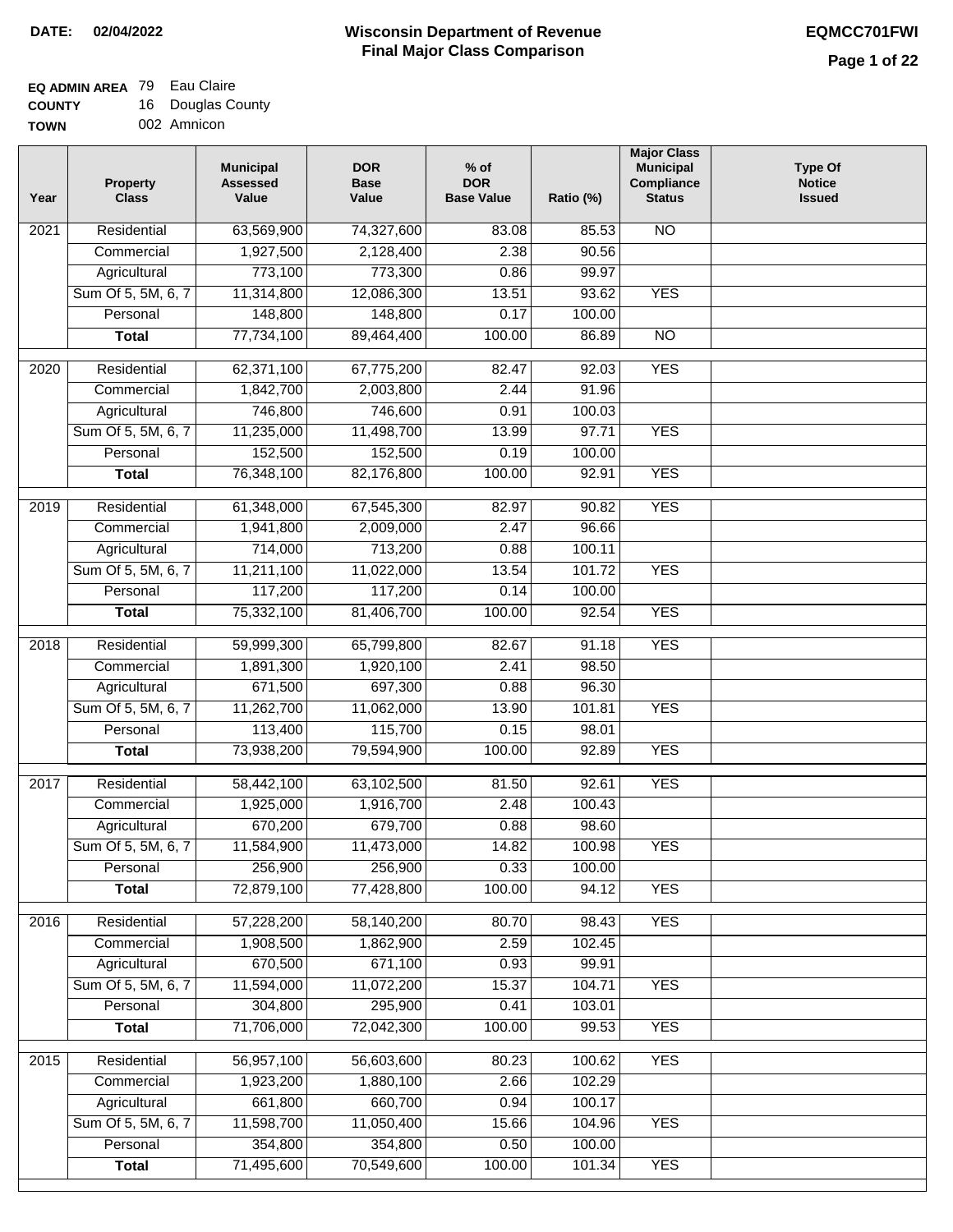**DATE:** 02/04/2022

# Wisconsin Department of Revenue
## Final Major Class Comparison

**EQMCC701FWI**

**EQ ADMIN AREA** 79 Eau Claire
**COUNTY** 16 Douglas County
**TOWN** 002 Amnicon

| Year | Property Class | Municipal Assessed Value | DOR Base Value | % of DOR Base Value | Ratio (%) | Major Class Municipal Compliance Status | Type Of Notice Issued |
|---|---|---|---|---|---|---|---|
| 2021 | Residential | 63,569,900 | 74,327,600 | 83.08 | 85.53 | NO | |
| | Commercial | 1,927,500 | 2,128,400 | 2.38 | 90.56 | | |
| | Agricultural | 773,100 | 773,300 | 0.86 | 99.97 | | |
| | Sum Of 5, 5M, 6, 7 | 11,314,800 | 12,086,300 | 13.51 | 93.62 | YES | |
| | Personal | 148,800 | 148,800 | 0.17 | 100.00 | | |
| | **Total** | 77,734,100 | 89,464,400 | 100.00 | 86.89 | NO | |
| 2020 | Residential | 62,371,100 | 67,775,200 | 82.47 | 92.03 | YES | |
| | Commercial | 1,842,700 | 2,003,800 | 2.44 | 91.96 | | |
| | Agricultural | 746,800 | 746,600 | 0.91 | 100.03 | | |
| | Sum Of 5, 5M, 6, 7 | 11,235,000 | 11,498,700 | 13.99 | 97.71 | YES | |
| | Personal | 152,500 | 152,500 | 0.19 | 100.00 | | |
| | **Total** | 76,348,100 | 82,176,800 | 100.00 | 92.91 | YES | |
| 2019 | Residential | 61,348,000 | 67,545,300 | 82.97 | 90.82 | YES | |
| | Commercial | 1,941,800 | 2,009,000 | 2.47 | 96.66 | | |
| | Agricultural | 714,000 | 713,200 | 0.88 | 100.11 | | |
| | Sum Of 5, 5M, 6, 7 | 11,211,100 | 11,022,000 | 13.54 | 101.72 | YES | |
| | Personal | 117,200 | 117,200 | 0.14 | 100.00 | | |
| | **Total** | 75,332,100 | 81,406,700 | 100.00 | 92.54 | YES | |
| 2018 | Residential | 59,999,300 | 65,799,800 | 82.67 | 91.18 | YES | |
| | Commercial | 1,891,300 | 1,920,100 | 2.41 | 98.50 | | |
| | Agricultural | 671,500 | 697,300 | 0.88 | 96.30 | | |
| | Sum Of 5, 5M, 6, 7 | 11,262,700 | 11,062,000 | 13.90 | 101.81 | YES | |
| | Personal | 113,400 | 115,700 | 0.15 | 98.01 | | |
| | **Total** | 73,938,200 | 79,594,900 | 100.00 | 92.89 | YES | |
| 2017 | Residential | 58,442,100 | 63,102,500 | 81.50 | 92.61 | YES | |
| | Commercial | 1,925,000 | 1,916,700 | 2.48 | 100.43 | | |
| | Agricultural | 670,200 | 679,700 | 0.88 | 98.60 | | |
| | Sum Of 5, 5M, 6, 7 | 11,584,900 | 11,473,000 | 14.82 | 100.98 | YES | |
| | Personal | 256,900 | 256,900 | 0.33 | 100.00 | | |
| | **Total** | 72,879,100 | 77,428,800 | 100.00 | 94.12 | YES | |
| 2016 | Residential | 57,228,200 | 58,140,200 | 80.70 | 98.43 | YES | |
| | Commercial | 1,908,500 | 1,862,900 | 2.59 | 102.45 | | |
| | Agricultural | 670,500 | 671,100 | 0.93 | 99.91 | | |
| | Sum Of 5, 5M, 6, 7 | 11,594,000 | 11,072,200 | 15.37 | 104.71 | YES | |
| | Personal | 304,800 | 295,900 | 0.41 | 103.01 | | |
| | **Total** | 71,706,000 | 72,042,300 | 100.00 | 99.53 | YES | |
| 2015 | Residential | 56,957,100 | 56,603,600 | 80.23 | 100.62 | YES | |
| | Commercial | 1,923,200 | 1,880,100 | 2.66 | 102.29 | | |
| | Agricultural | 661,800 | 660,700 | 0.94 | 100.17 | | |
| | Sum Of 5, 5M, 6, 7 | 11,598,700 | 11,050,400 | 15.66 | 104.96 | YES | |
| | Personal | 354,800 | 354,800 | 0.50 | 100.00 | | |
| | **Total** | 71,495,600 | 70,549,600 | 100.00 | 101.34 | YES | |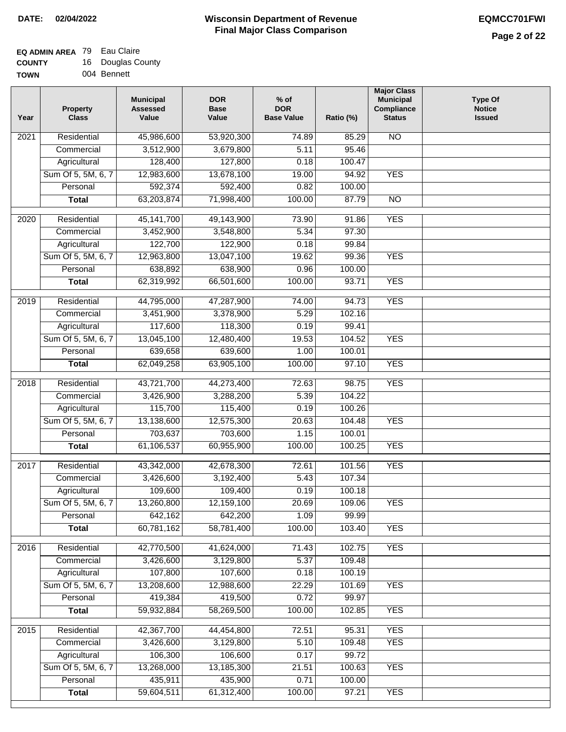**DATE: 02/04/2022**

# Wisconsin Department of Revenue
## Final Major Class Comparison

**EQMCC701FWI**

**EQ ADMIN AREA** 79 Eau Claire
**COUNTY** 16 Douglas County
**TOWN** 004 Bennett

| Year | Property Class | Municipal Assessed Value | DOR Base Value | % of DOR Base Value | Ratio (%) | Major Class Municipal Compliance Status | Type Of Notice Issued |
|---|---|---|---|---|---|---|---|
| 2021 | Residential | 45,986,600 | 53,920,300 | 74.89 | 85.29 | NO | |
| | Commercial | 3,512,900 | 3,679,800 | 5.11 | 95.46 | | |
| | Agricultural | 128,400 | 127,800 | 0.18 | 100.47 | | |
| | Sum Of 5, 5M, 6, 7 | 12,983,600 | 13,678,100 | 19.00 | 94.92 | YES | |
| | Personal | 592,374 | 592,400 | 0.82 | 100.00 | | |
| | **Total** | 63,203,874 | 71,998,400 | 100.00 | 87.79 | NO | |
| 2020 | Residential | 45,141,700 | 49,143,900 | 73.90 | 91.86 | YES | |
| | Commercial | 3,452,900 | 3,548,800 | 5.34 | 97.30 | | |
| | Agricultural | 122,700 | 122,900 | 0.18 | 99.84 | | |
| | Sum Of 5, 5M, 6, 7 | 12,963,800 | 13,047,100 | 19.62 | 99.36 | YES | |
| | Personal | 638,892 | 638,900 | 0.96 | 100.00 | | |
| | **Total** | 62,319,992 | 66,501,600 | 100.00 | 93.71 | YES | |
| 2019 | Residential | 44,795,000 | 47,287,900 | 74.00 | 94.73 | YES | |
| | Commercial | 3,451,900 | 3,378,900 | 5.29 | 102.16 | | |
| | Agricultural | 117,600 | 118,300 | 0.19 | 99.41 | | |
| | Sum Of 5, 5M, 6, 7 | 13,045,100 | 12,480,400 | 19.53 | 104.52 | YES | |
| | Personal | 639,658 | 639,600 | 1.00 | 100.01 | | |
| | **Total** | 62,049,258 | 63,905,100 | 100.00 | 97.10 | YES | |
| 2018 | Residential | 43,721,700 | 44,273,400 | 72.63 | 98.75 | YES | |
| | Commercial | 3,426,900 | 3,288,200 | 5.39 | 104.22 | | |
| | Agricultural | 115,700 | 115,400 | 0.19 | 100.26 | | |
| | Sum Of 5, 5M, 6, 7 | 13,138,600 | 12,575,300 | 20.63 | 104.48 | YES | |
| | Personal | 703,637 | 703,600 | 1.15 | 100.01 | | |
| | **Total** | 61,106,537 | 60,955,900 | 100.00 | 100.25 | YES | |
| 2017 | Residential | 43,342,000 | 42,678,300 | 72.61 | 101.56 | YES | |
| | Commercial | 3,426,600 | 3,192,400 | 5.43 | 107.34 | | |
| | Agricultural | 109,600 | 109,400 | 0.19 | 100.18 | | |
| | Sum Of 5, 5M, 6, 7 | 13,260,800 | 12,159,100 | 20.69 | 109.06 | YES | |
| | Personal | 642,162 | 642,200 | 1.09 | 99.99 | | |
| | **Total** | 60,781,162 | 58,781,400 | 100.00 | 103.40 | YES | |
| 2016 | Residential | 42,770,500 | 41,624,000 | 71.43 | 102.75 | YES | |
| | Commercial | 3,426,600 | 3,129,800 | 5.37 | 109.48 | | |
| | Agricultural | 107,800 | 107,600 | 0.18 | 100.19 | | |
| | Sum Of 5, 5M, 6, 7 | 13,208,600 | 12,988,600 | 22.29 | 101.69 | YES | |
| | Personal | 419,384 | 419,500 | 0.72 | 99.97 | | |
| | **Total** | 59,932,884 | 58,269,500 | 100.00 | 102.85 | YES | |
| 2015 | Residential | 42,367,700 | 44,454,800 | 72.51 | 95.31 | YES | |
| | Commercial | 3,426,600 | 3,129,800 | 5.10 | 109.48 | YES | |
| | Agricultural | 106,300 | 106,600 | 0.17 | 99.72 | | |
| | Sum Of 5, 5M, 6, 7 | 13,268,000 | 13,185,300 | 21.51 | 100.63 | YES | |
| | Personal | 435,911 | 435,900 | 0.71 | 100.00 | | |
| | **Total** | 59,604,511 | 61,312,400 | 100.00 | 97.21 | YES | |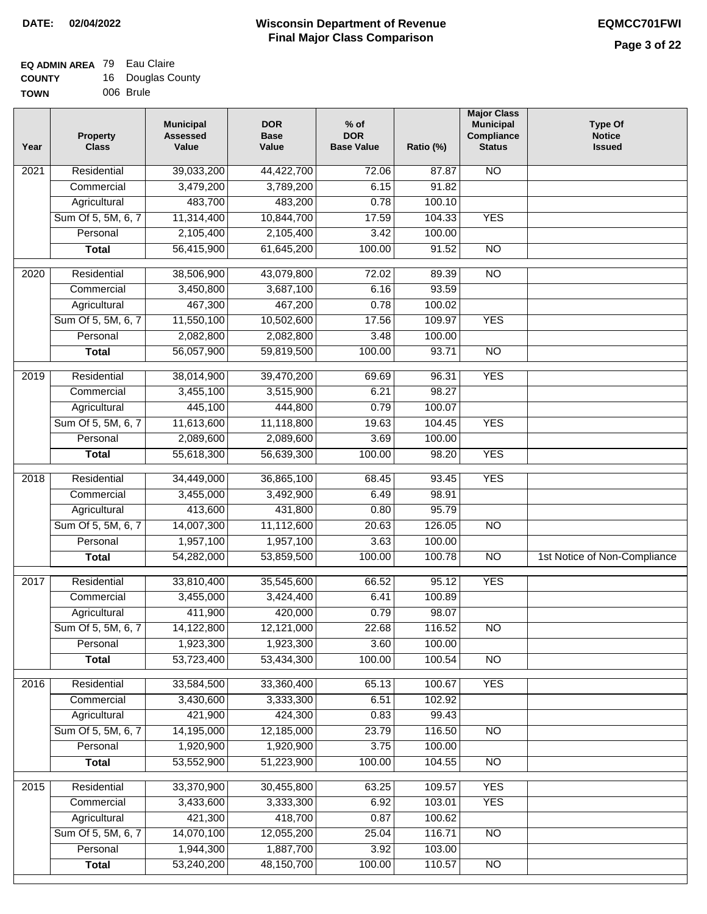**DATE: 02/04/2022**

# Wisconsin Department of Revenue
## Final Major Class Comparison

**EQMCC701FWI**

**EQ ADMIN AREA** 79 Eau Claire
**COUNTY** 16 Douglas County
**TOWN** 006 Brule

| Year | Property Class | Municipal Assessed Value | DOR Base Value | % of DOR Base Value | Ratio (%) | Major Class Municipal Compliance Status | Type Of Notice Issued |
|---|---|---|---|---|---|---|---|
| 2021 | Residential | 39,033,200 | 44,422,700 | 72.06 | 87.87 | NO | |
| | Commercial | 3,479,200 | 3,789,200 | 6.15 | 91.82 | | |
| | Agricultural | 483,700 | 483,200 | 0.78 | 100.10 | | |
| | Sum Of 5, 5M, 6, 7 | 11,314,400 | 10,844,700 | 17.59 | 104.33 | YES | |
| | Personal | 2,105,400 | 2,105,400 | 3.42 | 100.00 | | |
| | **Total** | 56,415,900 | 61,645,200 | 100.00 | 91.52 | NO | |
| 2020 | Residential | 38,506,900 | 43,079,800 | 72.02 | 89.39 | NO | |
| | Commercial | 3,450,800 | 3,687,100 | 6.16 | 93.59 | | |
| | Agricultural | 467,300 | 467,200 | 0.78 | 100.02 | | |
| | Sum Of 5, 5M, 6, 7 | 11,550,100 | 10,502,600 | 17.56 | 109.97 | YES | |
| | Personal | 2,082,800 | 2,082,800 | 3.48 | 100.00 | | |
| | **Total** | 56,057,900 | 59,819,500 | 100.00 | 93.71 | NO | |
| 2019 | Residential | 38,014,900 | 39,470,200 | 69.69 | 96.31 | YES | |
| | Commercial | 3,455,100 | 3,515,900 | 6.21 | 98.27 | | |
| | Agricultural | 445,100 | 444,800 | 0.79 | 100.07 | | |
| | Sum Of 5, 5M, 6, 7 | 11,613,600 | 11,118,800 | 19.63 | 104.45 | YES | |
| | Personal | 2,089,600 | 2,089,600 | 3.69 | 100.00 | | |
| | **Total** | 55,618,300 | 56,639,300 | 100.00 | 98.20 | YES | |
| 2018 | Residential | 34,449,000 | 36,865,100 | 68.45 | 93.45 | YES | |
| | Commercial | 3,455,000 | 3,492,900 | 6.49 | 98.91 | | |
| | Agricultural | 413,600 | 431,800 | 0.80 | 95.79 | | |
| | Sum Of 5, 5M, 6, 7 | 14,007,300 | 11,112,600 | 20.63 | 126.05 | NO | |
| | Personal | 1,957,100 | 1,957,100 | 3.63 | 100.00 | | |
| | **Total** | 54,282,000 | 53,859,500 | 100.00 | 100.78 | NO | 1st Notice of Non-Compliance |
| 2017 | Residential | 33,810,400 | 35,545,600 | 66.52 | 95.12 | YES | |
| | Commercial | 3,455,000 | 3,424,400 | 6.41 | 100.89 | | |
| | Agricultural | 411,900 | 420,000 | 0.79 | 98.07 | | |
| | Sum Of 5, 5M, 6, 7 | 14,122,800 | 12,121,000 | 22.68 | 116.52 | NO | |
| | Personal | 1,923,300 | 1,923,300 | 3.60 | 100.00 | | |
| | **Total** | 53,723,400 | 53,434,300 | 100.00 | 100.54 | NO | |
| 2016 | Residential | 33,584,500 | 33,360,400 | 65.13 | 100.67 | YES | |
| | Commercial | 3,430,600 | 3,333,300 | 6.51 | 102.92 | | |
| | Agricultural | 421,900 | 424,300 | 0.83 | 99.43 | | |
| | Sum Of 5, 5M, 6, 7 | 14,195,000 | 12,185,000 | 23.79 | 116.50 | NO | |
| | Personal | 1,920,900 | 1,920,900 | 3.75 | 100.00 | | |
| | **Total** | 53,552,900 | 51,223,900 | 100.00 | 104.55 | NO | |
| 2015 | Residential | 33,370,900 | 30,455,800 | 63.25 | 109.57 | YES | |
| | Commercial | 3,433,600 | 3,333,300 | 6.92 | 103.01 | YES | |
| | Agricultural | 421,300 | 418,700 | 0.87 | 100.62 | | |
| | Sum Of 5, 5M, 6, 7 | 14,070,100 | 12,055,200 | 25.04 | 116.71 | NO | |
| | Personal | 1,944,300 | 1,887,700 | 3.92 | 103.00 | | |
| | **Total** | 53,240,200 | 48,150,700 | 100.00 | 110.57 | NO | |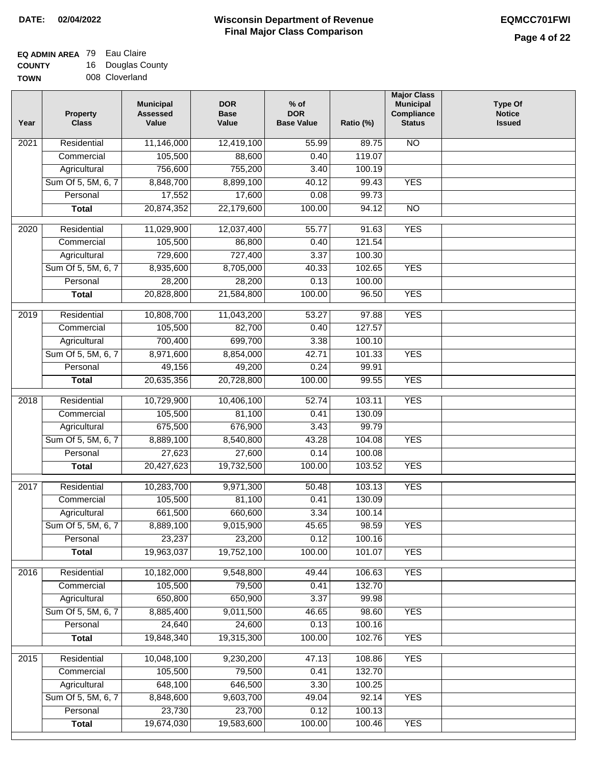**DATE:** 02/04/2022

# Wisconsin Department of Revenue
## Final Major Class Comparison

**EQMCC701FWI**

**EQ ADMIN AREA** 79 Eau Claire
**COUNTY** 16 Douglas County
**TOWN** 008 Cloverland

| Year | Property Class | Municipal Assessed Value | DOR Base Value | % of DOR Base Value | Ratio (%) | Major Class Municipal Compliance Status | Type Of Notice Issued |
|---|---|---|---|---|---|---|---|
| 2021 | Residential | 11,146,000 | 12,419,100 | 55.99 | 89.75 | NO | |
| | Commercial | 105,500 | 88,600 | 0.40 | 119.07 | | |
| | Agricultural | 756,600 | 755,200 | 3.40 | 100.19 | | |
| | Sum Of 5, 5M, 6, 7 | 8,848,700 | 8,899,100 | 40.12 | 99.43 | YES | |
| | Personal | 17,552 | 17,600 | 0.08 | 99.73 | | |
| | **Total** | 20,874,352 | 22,179,600 | 100.00 | 94.12 | NO | |
| 2020 | Residential | 11,029,900 | 12,037,400 | 55.77 | 91.63 | YES | |
| | Commercial | 105,500 | 86,800 | 0.40 | 121.54 | | |
| | Agricultural | 729,600 | 727,400 | 3.37 | 100.30 | | |
| | Sum Of 5, 5M, 6, 7 | 8,935,600 | 8,705,000 | 40.33 | 102.65 | YES | |
| | Personal | 28,200 | 28,200 | 0.13 | 100.00 | | |
| | **Total** | 20,828,800 | 21,584,800 | 100.00 | 96.50 | YES | |
| 2019 | Residential | 10,808,700 | 11,043,200 | 53.27 | 97.88 | YES | |
| | Commercial | 105,500 | 82,700 | 0.40 | 127.57 | | |
| | Agricultural | 700,400 | 699,700 | 3.38 | 100.10 | | |
| | Sum Of 5, 5M, 6, 7 | 8,971,600 | 8,854,000 | 42.71 | 101.33 | YES | |
| | Personal | 49,156 | 49,200 | 0.24 | 99.91 | | |
| | **Total** | 20,635,356 | 20,728,800 | 100.00 | 99.55 | YES | |
| 2018 | Residential | 10,729,900 | 10,406,100 | 52.74 | 103.11 | YES | |
| | Commercial | 105,500 | 81,100 | 0.41 | 130.09 | | |
| | Agricultural | 675,500 | 676,900 | 3.43 | 99.79 | | |
| | Sum Of 5, 5M, 6, 7 | 8,889,100 | 8,540,800 | 43.28 | 104.08 | YES | |
| | Personal | 27,623 | 27,600 | 0.14 | 100.08 | | |
| | **Total** | 20,427,623 | 19,732,500 | 100.00 | 103.52 | YES | |
| 2017 | Residential | 10,283,700 | 9,971,300 | 50.48 | 103.13 | YES | |
| | Commercial | 105,500 | 81,100 | 0.41 | 130.09 | | |
| | Agricultural | 661,500 | 660,600 | 3.34 | 100.14 | | |
| | Sum Of 5, 5M, 6, 7 | 8,889,100 | 9,015,900 | 45.65 | 98.59 | YES | |
| | Personal | 23,237 | 23,200 | 0.12 | 100.16 | | |
| | **Total** | 19,963,037 | 19,752,100 | 100.00 | 101.07 | YES | |
| 2016 | Residential | 10,182,000 | 9,548,800 | 49.44 | 106.63 | YES | |
| | Commercial | 105,500 | 79,500 | 0.41 | 132.70 | | |
| | Agricultural | 650,800 | 650,900 | 3.37 | 99.98 | | |
| | Sum Of 5, 5M, 6, 7 | 8,885,400 | 9,011,500 | 46.65 | 98.60 | YES | |
| | Personal | 24,640 | 24,600 | 0.13 | 100.16 | | |
| | **Total** | 19,848,340 | 19,315,300 | 100.00 | 102.76 | YES | |
| 2015 | Residential | 10,048,100 | 9,230,200 | 47.13 | 108.86 | YES | |
| | Commercial | 105,500 | 79,500 | 0.41 | 132.70 | | |
| | Agricultural | 648,100 | 646,500 | 3.30 | 100.25 | | |
| | Sum Of 5, 5M, 6, 7 | 8,848,600 | 9,603,700 | 49.04 | 92.14 | YES | |
| | Personal | 23,730 | 23,700 | 0.12 | 100.13 | | |
| | **Total** | 19,674,030 | 19,583,600 | 100.00 | 100.46 | YES | |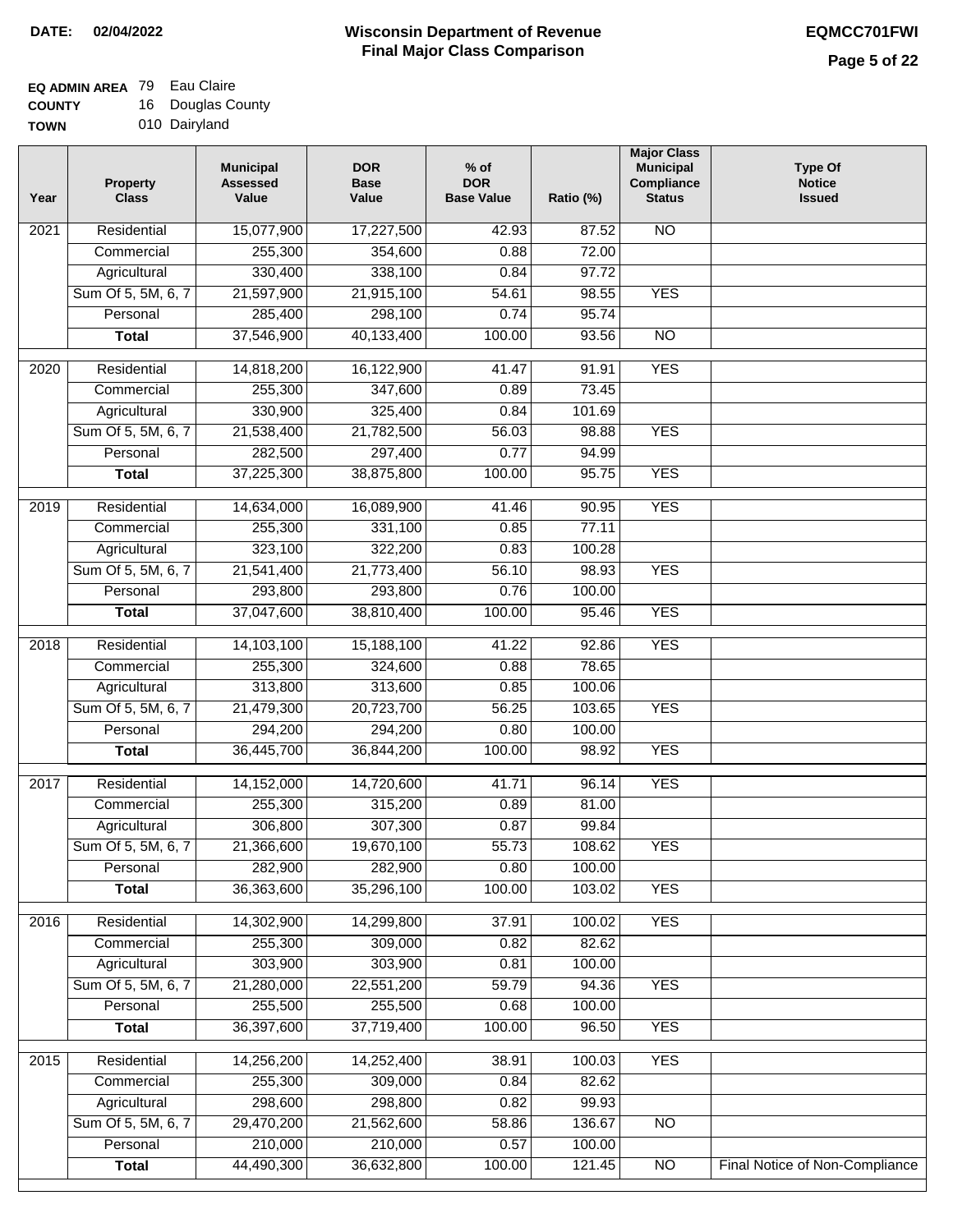**DATE:** 02/04/2022

# Wisconsin Department of Revenue
## Final Major Class Comparison

**EQMCC701FWI**

**EQ ADMIN AREA** 79 Eau Claire
**COUNTY** 16 Douglas County
**TOWN** 010 Dairyland

| Year | Property Class | Municipal Assessed Value | DOR Base Value | % of DOR Base Value | Ratio (%) | Major Class Municipal Compliance Status | Type Of Notice Issued |
|---|---|---|---|---|---|---|---|
| 2021 | Residential | 15,077,900 | 17,227,500 | 42.93 | 87.52 | NO | |
| | Commercial | 255,300 | 354,600 | 0.88 | 72.00 | | |
| | Agricultural | 330,400 | 338,100 | 0.84 | 97.72 | | |
| | Sum Of 5, 5M, 6, 7 | 21,597,900 | 21,915,100 | 54.61 | 98.55 | YES | |
| | Personal | 285,400 | 298,100 | 0.74 | 95.74 | | |
| | **Total** | 37,546,900 | 40,133,400 | 100.00 | 93.56 | NO | |
| 2020 | Residential | 14,818,200 | 16,122,900 | 41.47 | 91.91 | YES | |
| | Commercial | 255,300 | 347,600 | 0.89 | 73.45 | | |
| | Agricultural | 330,900 | 325,400 | 0.84 | 101.69 | | |
| | Sum Of 5, 5M, 6, 7 | 21,538,400 | 21,782,500 | 56.03 | 98.88 | YES | |
| | Personal | 282,500 | 297,400 | 0.77 | 94.99 | | |
| | **Total** | 37,225,300 | 38,875,800 | 100.00 | 95.75 | YES | |
| 2019 | Residential | 14,634,000 | 16,089,900 | 41.46 | 90.95 | YES | |
| | Commercial | 255,300 | 331,100 | 0.85 | 77.11 | | |
| | Agricultural | 323,100 | 322,200 | 0.83 | 100.28 | | |
| | Sum Of 5, 5M, 6, 7 | 21,541,400 | 21,773,400 | 56.10 | 98.93 | YES | |
| | Personal | 293,800 | 293,800 | 0.76 | 100.00 | | |
| | **Total** | 37,047,600 | 38,810,400 | 100.00 | 95.46 | YES | |
| 2018 | Residential | 14,103,100 | 15,188,100 | 41.22 | 92.86 | YES | |
| | Commercial | 255,300 | 324,600 | 0.88 | 78.65 | | |
| | Agricultural | 313,800 | 313,600 | 0.85 | 100.06 | | |
| | Sum Of 5, 5M, 6, 7 | 21,479,300 | 20,723,700 | 56.25 | 103.65 | YES | |
| | Personal | 294,200 | 294,200 | 0.80 | 100.00 | | |
| | **Total** | 36,445,700 | 36,844,200 | 100.00 | 98.92 | YES | |
| 2017 | Residential | 14,152,000 | 14,720,600 | 41.71 | 96.14 | YES | |
| | Commercial | 255,300 | 315,200 | 0.89 | 81.00 | | |
| | Agricultural | 306,800 | 307,300 | 0.87 | 99.84 | | |
| | Sum Of 5, 5M, 6, 7 | 21,366,600 | 19,670,100 | 55.73 | 108.62 | YES | |
| | Personal | 282,900 | 282,900 | 0.80 | 100.00 | | |
| | **Total** | 36,363,600 | 35,296,100 | 100.00 | 103.02 | YES | |
| 2016 | Residential | 14,302,900 | 14,299,800 | 37.91 | 100.02 | YES | |
| | Commercial | 255,300 | 309,000 | 0.82 | 82.62 | | |
| | Agricultural | 303,900 | 303,900 | 0.81 | 100.00 | | |
| | Sum Of 5, 5M, 6, 7 | 21,280,000 | 22,551,200 | 59.79 | 94.36 | YES | |
| | Personal | 255,500 | 255,500 | 0.68 | 100.00 | | |
| | **Total** | 36,397,600 | 37,719,400 | 100.00 | 96.50 | YES | |
| 2015 | Residential | 14,256,200 | 14,252,400 | 38.91 | 100.03 | YES | |
| | Commercial | 255,300 | 309,000 | 0.84 | 82.62 | | |
| | Agricultural | 298,600 | 298,800 | 0.82 | 99.93 | | |
| | Sum Of 5, 5M, 6, 7 | 29,470,200 | 21,562,600 | 58.86 | 136.67 | NO | |
| | Personal | 210,000 | 210,000 | 0.57 | 100.00 | | |
| | **Total** | 44,490,300 | 36,632,800 | 100.00 | 121.45 | NO | Final Notice of Non-Compliance |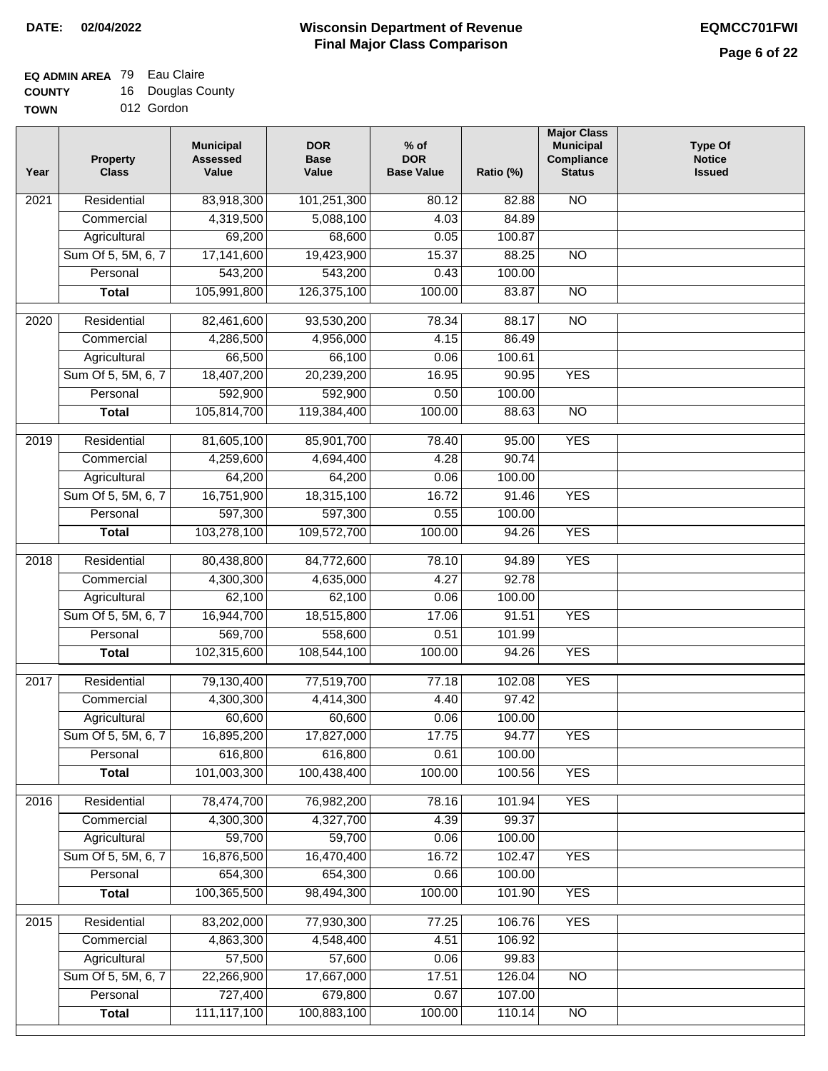**DATE: 02/04/2022**

# Wisconsin Department of Revenue
## Final Major Class Comparison

**EQMCC701FWI**

**EQ ADMIN AREA** 79 Eau Claire
**COUNTY** 16 Douglas County
**TOWN** 012 Gordon

| Year | Property Class | Municipal Assessed Value | DOR Base Value | % of DOR Base Value | Ratio (%) | Major Class Municipal Compliance Status | Type Of Notice Issued |
|---|---|---|---|---|---|---|---|
| 2021 | Residential | 83,918,300 | 101,251,300 | 80.12 | 82.88 | NO | |
| | Commercial | 4,319,500 | 5,088,100 | 4.03 | 84.89 | | |
| | Agricultural | 69,200 | 68,600 | 0.05 | 100.87 | | |
| | Sum Of 5, 5M, 6, 7 | 17,141,600 | 19,423,900 | 15.37 | 88.25 | NO | |
| | Personal | 543,200 | 543,200 | 0.43 | 100.00 | | |
| | **Total** | 105,991,800 | 126,375,100 | 100.00 | 83.87 | NO | |
| 2020 | Residential | 82,461,600 | 93,530,200 | 78.34 | 88.17 | NO | |
| | Commercial | 4,286,500 | 4,956,000 | 4.15 | 86.49 | | |
| | Agricultural | 66,500 | 66,100 | 0.06 | 100.61 | | |
| | Sum Of 5, 5M, 6, 7 | 18,407,200 | 20,239,200 | 16.95 | 90.95 | YES | |
| | Personal | 592,900 | 592,900 | 0.50 | 100.00 | | |
| | **Total** | 105,814,700 | 119,384,400 | 100.00 | 88.63 | NO | |
| 2019 | Residential | 81,605,100 | 85,901,700 | 78.40 | 95.00 | YES | |
| | Commercial | 4,259,600 | 4,694,400 | 4.28 | 90.74 | | |
| | Agricultural | 64,200 | 64,200 | 0.06 | 100.00 | | |
| | Sum Of 5, 5M, 6, 7 | 16,751,900 | 18,315,100 | 16.72 | 91.46 | YES | |
| | Personal | 597,300 | 597,300 | 0.55 | 100.00 | | |
| | **Total** | 103,278,100 | 109,572,700 | 100.00 | 94.26 | YES | |
| 2018 | Residential | 80,438,800 | 84,772,600 | 78.10 | 94.89 | YES | |
| | Commercial | 4,300,300 | 4,635,000 | 4.27 | 92.78 | | |
| | Agricultural | 62,100 | 62,100 | 0.06 | 100.00 | | |
| | Sum Of 5, 5M, 6, 7 | 16,944,700 | 18,515,800 | 17.06 | 91.51 | YES | |
| | Personal | 569,700 | 558,600 | 0.51 | 101.99 | | |
| | **Total** | 102,315,600 | 108,544,100 | 100.00 | 94.26 | YES | |
| 2017 | Residential | 79,130,400 | 77,519,700 | 77.18 | 102.08 | YES | |
| | Commercial | 4,300,300 | 4,414,300 | 4.40 | 97.42 | | |
| | Agricultural | 60,600 | 60,600 | 0.06 | 100.00 | | |
| | Sum Of 5, 5M, 6, 7 | 16,895,200 | 17,827,000 | 17.75 | 94.77 | YES | |
| | Personal | 616,800 | 616,800 | 0.61 | 100.00 | | |
| | **Total** | 101,003,300 | 100,438,400 | 100.00 | 100.56 | YES | |
| 2016 | Residential | 78,474,700 | 76,982,200 | 78.16 | 101.94 | YES | |
| | Commercial | 4,300,300 | 4,327,700 | 4.39 | 99.37 | | |
| | Agricultural | 59,700 | 59,700 | 0.06 | 100.00 | | |
| | Sum Of 5, 5M, 6, 7 | 16,876,500 | 16,470,400 | 16.72 | 102.47 | YES | |
| | Personal | 654,300 | 654,300 | 0.66 | 100.00 | | |
| | **Total** | 100,365,500 | 98,494,300 | 100.00 | 101.90 | YES | |
| 2015 | Residential | 83,202,000 | 77,930,300 | 77.25 | 106.76 | YES | |
| | Commercial | 4,863,300 | 4,548,400 | 4.51 | 106.92 | | |
| | Agricultural | 57,500 | 57,600 | 0.06 | 99.83 | | |
| | Sum Of 5, 5M, 6, 7 | 22,266,900 | 17,667,000 | 17.51 | 126.04 | NO | |
| | Personal | 727,400 | 679,800 | 0.67 | 107.00 | | |
| | **Total** | 111,117,100 | 100,883,100 | 100.00 | 110.14 | NO | |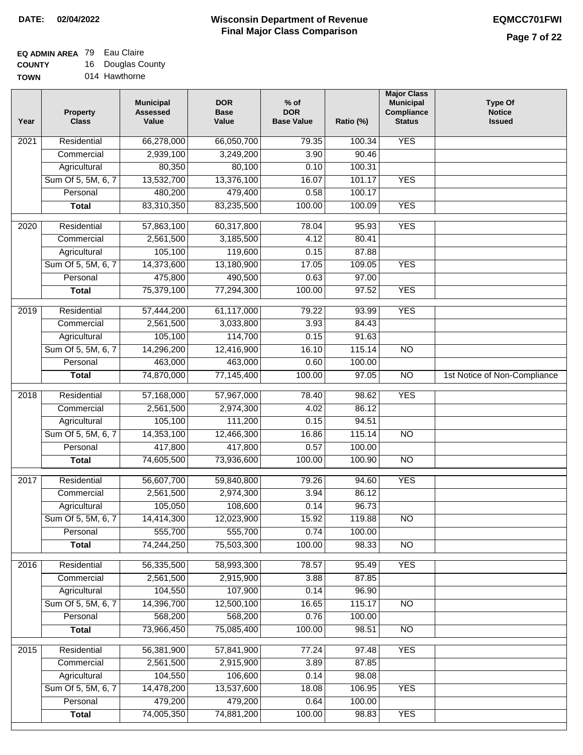**DATE: 02/04/2022**

# Wisconsin Department of Revenue
## Final Major Class Comparison

**EQMCC701FWI**

**EQ ADMIN AREA** 79 Eau Claire
**COUNTY** 16 Douglas County
**TOWN** 014 Hawthorne

| Year | Property Class | Municipal Assessed Value | DOR Base Value | % of DOR Base Value | Ratio (%) | Major Class Municipal Compliance Status | Type Of Notice Issued |
|---|---|---|---|---|---|---|---|
| 2021 | Residential | 66,278,000 | 66,050,700 | 79.35 | 100.34 | YES | |
| | Commercial | 2,939,100 | 3,249,200 | 3.90 | 90.46 | | |
| | Agricultural | 80,350 | 80,100 | 0.10 | 100.31 | | |
| | Sum Of 5, 5M, 6, 7 | 13,532,700 | 13,376,100 | 16.07 | 101.17 | YES | |
| | Personal | 480,200 | 479,400 | 0.58 | 100.17 | | |
| | **Total** | 83,310,350 | 83,235,500 | 100.00 | 100.09 | YES | |
| 2020 | Residential | 57,863,100 | 60,317,800 | 78.04 | 95.93 | YES | |
| | Commercial | 2,561,500 | 3,185,500 | 4.12 | 80.41 | | |
| | Agricultural | 105,100 | 119,600 | 0.15 | 87.88 | | |
| | Sum Of 5, 5M, 6, 7 | 14,373,600 | 13,180,900 | 17.05 | 109.05 | YES | |
| | Personal | 475,800 | 490,500 | 0.63 | 97.00 | | |
| | **Total** | 75,379,100 | 77,294,300 | 100.00 | 97.52 | YES | |
| 2019 | Residential | 57,444,200 | 61,117,000 | 79.22 | 93.99 | YES | |
| | Commercial | 2,561,500 | 3,033,800 | 3.93 | 84.43 | | |
| | Agricultural | 105,100 | 114,700 | 0.15 | 91.63 | | |
| | Sum Of 5, 5M, 6, 7 | 14,296,200 | 12,416,900 | 16.10 | 115.14 | NO | |
| | Personal | 463,000 | 463,000 | 0.60 | 100.00 | | |
| | **Total** | 74,870,000 | 77,145,400 | 100.00 | 97.05 | NO | 1st Notice of Non-Compliance |
| 2018 | Residential | 57,168,000 | 57,967,000 | 78.40 | 98.62 | YES | |
| | Commercial | 2,561,500 | 2,974,300 | 4.02 | 86.12 | | |
| | Agricultural | 105,100 | 111,200 | 0.15 | 94.51 | | |
| | Sum Of 5, 5M, 6, 7 | 14,353,100 | 12,466,300 | 16.86 | 115.14 | NO | |
| | Personal | 417,800 | 417,800 | 0.57 | 100.00 | | |
| | **Total** | 74,605,500 | 73,936,600 | 100.00 | 100.90 | NO | |
| 2017 | Residential | 56,607,700 | 59,840,800 | 79.26 | 94.60 | YES | |
| | Commercial | 2,561,500 | 2,974,300 | 3.94 | 86.12 | | |
| | Agricultural | 105,050 | 108,600 | 0.14 | 96.73 | | |
| | Sum Of 5, 5M, 6, 7 | 14,414,300 | 12,023,900 | 15.92 | 119.88 | NO | |
| | Personal | 555,700 | 555,700 | 0.74 | 100.00 | | |
| | **Total** | 74,244,250 | 75,503,300 | 100.00 | 98.33 | NO | |
| 2016 | Residential | 56,335,500 | 58,993,300 | 78.57 | 95.49 | YES | |
| | Commercial | 2,561,500 | 2,915,900 | 3.88 | 87.85 | | |
| | Agricultural | 104,550 | 107,900 | 0.14 | 96.90 | | |
| | Sum Of 5, 5M, 6, 7 | 14,396,700 | 12,500,100 | 16.65 | 115.17 | NO | |
| | Personal | 568,200 | 568,200 | 0.76 | 100.00 | | |
| | **Total** | 73,966,450 | 75,085,400 | 100.00 | 98.51 | NO | |
| 2015 | Residential | 56,381,900 | 57,841,900 | 77.24 | 97.48 | YES | |
| | Commercial | 2,561,500 | 2,915,900 | 3.89 | 87.85 | | |
| | Agricultural | 104,550 | 106,600 | 0.14 | 98.08 | | |
| | Sum Of 5, 5M, 6, 7 | 14,478,200 | 13,537,600 | 18.08 | 106.95 | YES | |
| | Personal | 479,200 | 479,200 | 0.64 | 100.00 | | |
| | **Total** | 74,005,350 | 74,881,200 | 100.00 | 98.83 | YES | |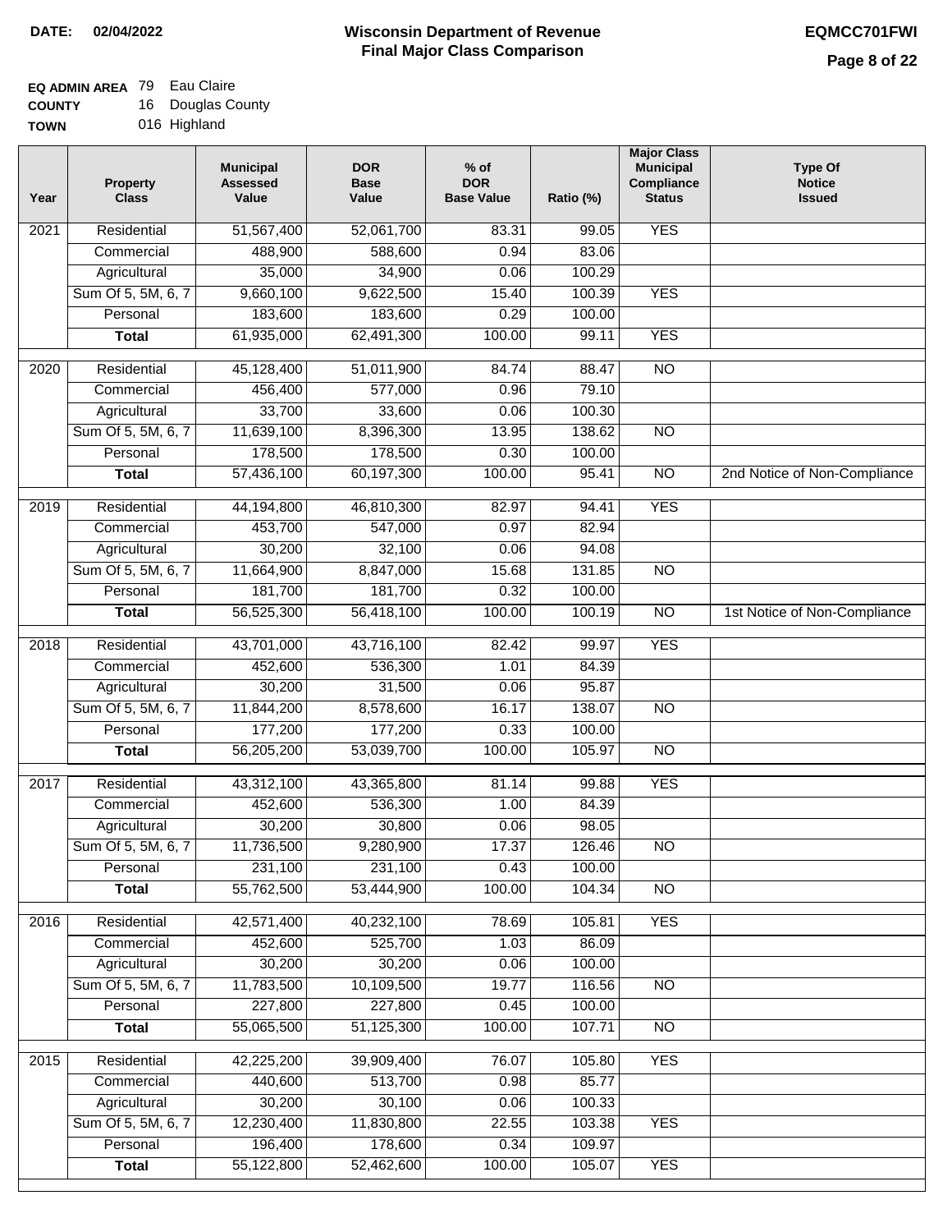**DATE: 02/04/2022**

# Wisconsin Department of Revenue
## Final Major Class Comparison

**EQMCC701FWI**

**EQ ADMIN AREA** 79 Eau Claire
**COUNTY** 16 Douglas County
**TOWN** 016 Highland

| Year | Property Class | Municipal Assessed Value | DOR Base Value | % of DOR Base Value | Ratio (%) | Major Class Municipal Compliance Status | Type Of Notice Issued |
|---|---|---|---|---|---|---|---|
| 2021 | Residential | 51,567,400 | 52,061,700 | 83.31 | 99.05 | YES | |
| | Commercial | 488,900 | 588,600 | 0.94 | 83.06 | | |
| | Agricultural | 35,000 | 34,900 | 0.06 | 100.29 | | |
| | Sum Of 5, 5M, 6, 7 | 9,660,100 | 9,622,500 | 15.40 | 100.39 | YES | |
| | Personal | 183,600 | 183,600 | 0.29 | 100.00 | | |
| | **Total** | 61,935,000 | 62,491,300 | 100.00 | 99.11 | YES | |
| 2020 | Residential | 45,128,400 | 51,011,900 | 84.74 | 88.47 | NO | |
| | Commercial | 456,400 | 577,000 | 0.96 | 79.10 | | |
| | Agricultural | 33,700 | 33,600 | 0.06 | 100.30 | | |
| | Sum Of 5, 5M, 6, 7 | 11,639,100 | 8,396,300 | 13.95 | 138.62 | NO | |
| | Personal | 178,500 | 178,500 | 0.30 | 100.00 | | |
| | **Total** | 57,436,100 | 60,197,300 | 100.00 | 95.41 | NO | 2nd Notice of Non-Compliance |
| 2019 | Residential | 44,194,800 | 46,810,300 | 82.97 | 94.41 | YES | |
| | Commercial | 453,700 | 547,000 | 0.97 | 82.94 | | |
| | Agricultural | 30,200 | 32,100 | 0.06 | 94.08 | | |
| | Sum Of 5, 5M, 6, 7 | 11,664,900 | 8,847,000 | 15.68 | 131.85 | NO | |
| | Personal | 181,700 | 181,700 | 0.32 | 100.00 | | |
| | **Total** | 56,525,300 | 56,418,100 | 100.00 | 100.19 | NO | 1st Notice of Non-Compliance |
| 2018 | Residential | 43,701,000 | 43,716,100 | 82.42 | 99.97 | YES | |
| | Commercial | 452,600 | 536,300 | 1.01 | 84.39 | | |
| | Agricultural | 30,200 | 31,500 | 0.06 | 95.87 | | |
| | Sum Of 5, 5M, 6, 7 | 11,844,200 | 8,578,600 | 16.17 | 138.07 | NO | |
| | Personal | 177,200 | 177,200 | 0.33 | 100.00 | | |
| | **Total** | 56,205,200 | 53,039,700 | 100.00 | 105.97 | NO | |
| 2017 | Residential | 43,312,100 | 43,365,800 | 81.14 | 99.88 | YES | |
| | Commercial | 452,600 | 536,300 | 1.00 | 84.39 | | |
| | Agricultural | 30,200 | 30,800 | 0.06 | 98.05 | | |
| | Sum Of 5, 5M, 6, 7 | 11,736,500 | 9,280,900 | 17.37 | 126.46 | NO | |
| | Personal | 231,100 | 231,100 | 0.43 | 100.00 | | |
| | **Total** | 55,762,500 | 53,444,900 | 100.00 | 104.34 | NO | |
| 2016 | Residential | 42,571,400 | 40,232,100 | 78.69 | 105.81 | YES | |
| | Commercial | 452,600 | 525,700 | 1.03 | 86.09 | | |
| | Agricultural | 30,200 | 30,200 | 0.06 | 100.00 | | |
| | Sum Of 5, 5M, 6, 7 | 11,783,500 | 10,109,500 | 19.77 | 116.56 | NO | |
| | Personal | 227,800 | 227,800 | 0.45 | 100.00 | | |
| | **Total** | 55,065,500 | 51,125,300 | 100.00 | 107.71 | NO | |
| 2015 | Residential | 42,225,200 | 39,909,400 | 76.07 | 105.80 | YES | |
| | Commercial | 440,600 | 513,700 | 0.98 | 85.77 | | |
| | Agricultural | 30,200 | 30,100 | 0.06 | 100.33 | | |
| | Sum Of 5, 5M, 6, 7 | 12,230,400 | 11,830,800 | 22.55 | 103.38 | YES | |
| | Personal | 196,400 | 178,600 | 0.34 | 109.97 | | |
| | **Total** | 55,122,800 | 52,462,600 | 100.00 | 105.07 | YES | |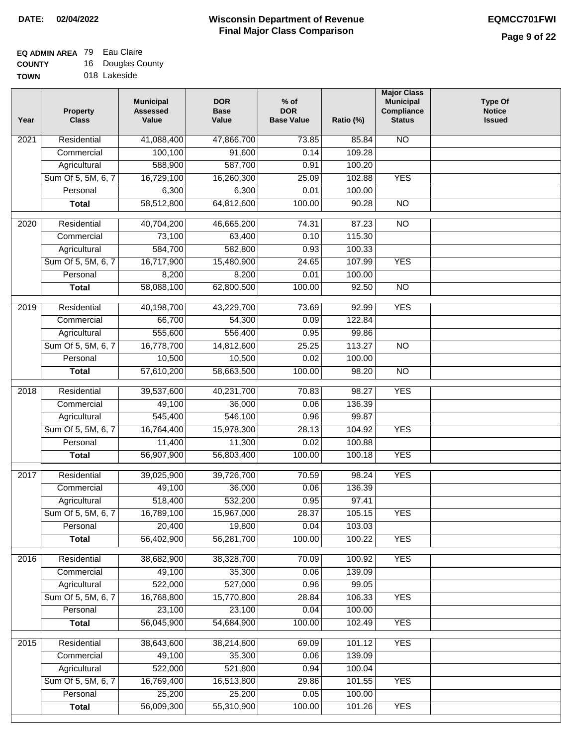**DATE: 02/04/2022**

# Wisconsin Department of Revenue
## Final Major Class Comparison

**EQMCC701FWI**

**EQ ADMIN AREA** 79 Eau Claire
**COUNTY** 16 Douglas County
**TOWN** 018 Lakeside

| Year | Property Class | Municipal Assessed Value | DOR Base Value | % of DOR Base Value | Ratio (%) | Major Class Municipal Compliance Status | Type Of Notice Issued |
|---|---|---|---|---|---|---|---|
| 2021 | Residential | 41,088,400 | 47,866,700 | 73.85 | 85.84 | NO | |
| | Commercial | 100,100 | 91,600 | 0.14 | 109.28 | | |
| | Agricultural | 588,900 | 587,700 | 0.91 | 100.20 | | |
| | Sum Of 5, 5M, 6, 7 | 16,729,100 | 16,260,300 | 25.09 | 102.88 | YES | |
| | Personal | 6,300 | 6,300 | 0.01 | 100.00 | | |
| | **Total** | 58,512,800 | 64,812,600 | 100.00 | 90.28 | NO | |
| 2020 | Residential | 40,704,200 | 46,665,200 | 74.31 | 87.23 | NO | |
| | Commercial | 73,100 | 63,400 | 0.10 | 115.30 | | |
| | Agricultural | 584,700 | 582,800 | 0.93 | 100.33 | | |
| | Sum Of 5, 5M, 6, 7 | 16,717,900 | 15,480,900 | 24.65 | 107.99 | YES | |
| | Personal | 8,200 | 8,200 | 0.01 | 100.00 | | |
| | **Total** | 58,088,100 | 62,800,500 | 100.00 | 92.50 | NO | |
| 2019 | Residential | 40,198,700 | 43,229,700 | 73.69 | 92.99 | YES | |
| | Commercial | 66,700 | 54,300 | 0.09 | 122.84 | | |
| | Agricultural | 555,600 | 556,400 | 0.95 | 99.86 | | |
| | Sum Of 5, 5M, 6, 7 | 16,778,700 | 14,812,600 | 25.25 | 113.27 | NO | |
| | Personal | 10,500 | 10,500 | 0.02 | 100.00 | | |
| | **Total** | 57,610,200 | 58,663,500 | 100.00 | 98.20 | NO | |
| 2018 | Residential | 39,537,600 | 40,231,700 | 70.83 | 98.27 | YES | |
| | Commercial | 49,100 | 36,000 | 0.06 | 136.39 | | |
| | Agricultural | 545,400 | 546,100 | 0.96 | 99.87 | | |
| | Sum Of 5, 5M, 6, 7 | 16,764,400 | 15,978,300 | 28.13 | 104.92 | YES | |
| | Personal | 11,400 | 11,300 | 0.02 | 100.88 | | |
| | **Total** | 56,907,900 | 56,803,400 | 100.00 | 100.18 | YES | |
| 2017 | Residential | 39,025,900 | 39,726,700 | 70.59 | 98.24 | YES | |
| | Commercial | 49,100 | 36,000 | 0.06 | 136.39 | | |
| | Agricultural | 518,400 | 532,200 | 0.95 | 97.41 | | |
| | Sum Of 5, 5M, 6, 7 | 16,789,100 | 15,967,000 | 28.37 | 105.15 | YES | |
| | Personal | 20,400 | 19,800 | 0.04 | 103.03 | | |
| | **Total** | 56,402,900 | 56,281,700 | 100.00 | 100.22 | YES | |
| 2016 | Residential | 38,682,900 | 38,328,700 | 70.09 | 100.92 | YES | |
| | Commercial | 49,100 | 35,300 | 0.06 | 139.09 | | |
| | Agricultural | 522,000 | 527,000 | 0.96 | 99.05 | | |
| | Sum Of 5, 5M, 6, 7 | 16,768,800 | 15,770,800 | 28.84 | 106.33 | YES | |
| | Personal | 23,100 | 23,100 | 0.04 | 100.00 | | |
| | **Total** | 56,045,900 | 54,684,900 | 100.00 | 102.49 | YES | |
| 2015 | Residential | 38,643,600 | 38,214,800 | 69.09 | 101.12 | YES | |
| | Commercial | 49,100 | 35,300 | 0.06 | 139.09 | | |
| | Agricultural | 522,000 | 521,800 | 0.94 | 100.04 | | |
| | Sum Of 5, 5M, 6, 7 | 16,769,400 | 16,513,800 | 29.86 | 101.55 | YES | |
| | Personal | 25,200 | 25,200 | 0.05 | 100.00 | | |
| | **Total** | 56,009,300 | 55,310,900 | 100.00 | 101.26 | YES | |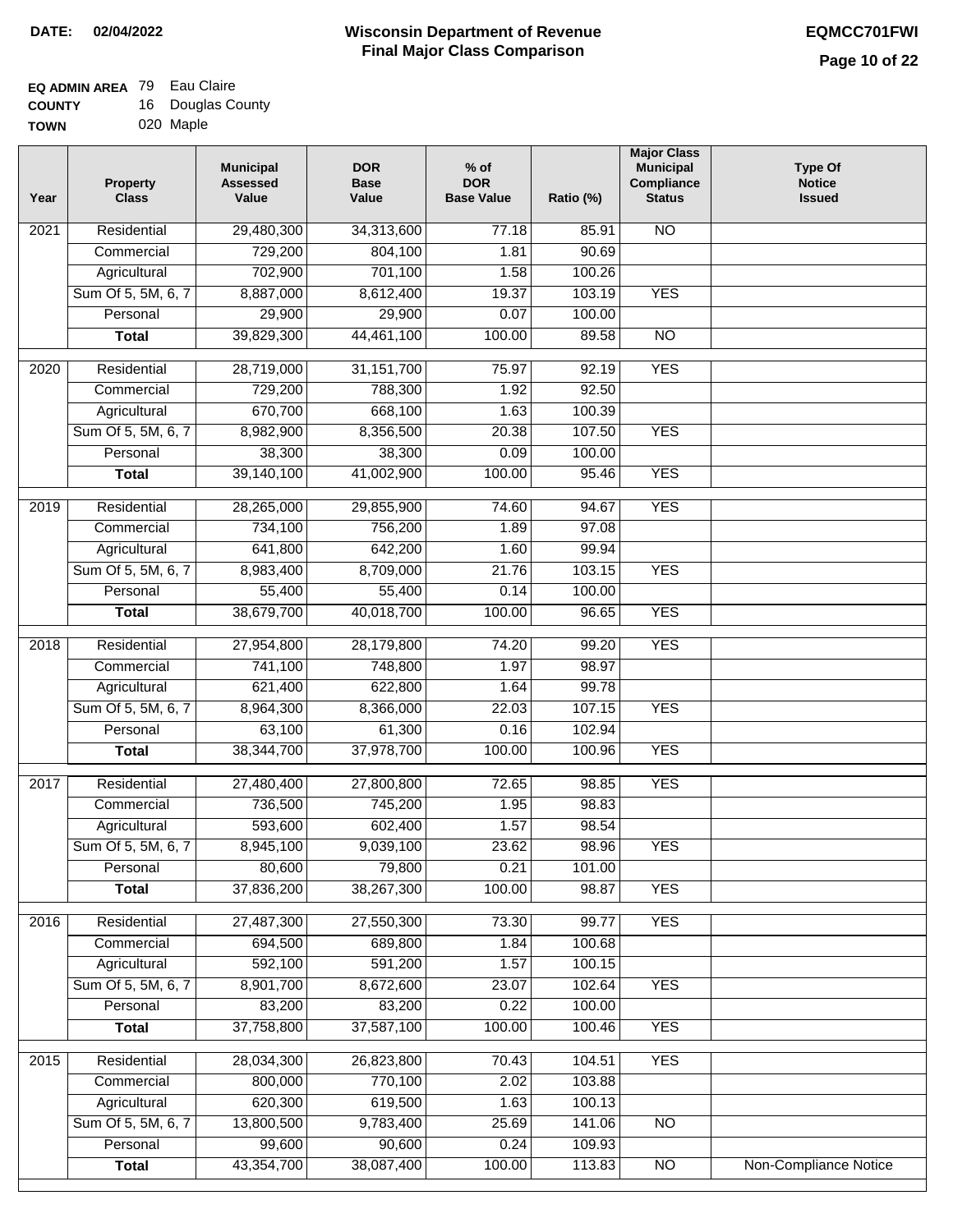**DATE:** 02/04/2022

# Wisconsin Department of Revenue
## Final Major Class Comparison

**EQMCC701FWI**

**EQ ADMIN AREA** 79 Eau Claire
**COUNTY** 16 Douglas County
**TOWN** 020 Maple

| Year | Property Class | Municipal Assessed Value | DOR Base Value | % of DOR Base Value | Ratio (%) | Major Class Municipal Compliance Status | Type Of Notice Issued |
|---|---|---|---|---|---|---|---|
| 2021 | Residential | 29,480,300 | 34,313,600 | 77.18 | 85.91 | NO | |
| | Commercial | 729,200 | 804,100 | 1.81 | 90.69 | | |
| | Agricultural | 702,900 | 701,100 | 1.58 | 100.26 | | |
| | Sum Of 5, 5M, 6, 7 | 8,887,000 | 8,612,400 | 19.37 | 103.19 | YES | |
| | Personal | 29,900 | 29,900 | 0.07 | 100.00 | | |
| | **Total** | 39,829,300 | 44,461,100 | 100.00 | 89.58 | NO | |
| 2020 | Residential | 28,719,000 | 31,151,700 | 75.97 | 92.19 | YES | |
| | Commercial | 729,200 | 788,300 | 1.92 | 92.50 | | |
| | Agricultural | 670,700 | 668,100 | 1.63 | 100.39 | | |
| | Sum Of 5, 5M, 6, 7 | 8,982,900 | 8,356,500 | 20.38 | 107.50 | YES | |
| | Personal | 38,300 | 38,300 | 0.09 | 100.00 | | |
| | **Total** | 39,140,100 | 41,002,900 | 100.00 | 95.46 | YES | |
| 2019 | Residential | 28,265,000 | 29,855,900 | 74.60 | 94.67 | YES | |
| | Commercial | 734,100 | 756,200 | 1.89 | 97.08 | | |
| | Agricultural | 641,800 | 642,200 | 1.60 | 99.94 | | |
| | Sum Of 5, 5M, 6, 7 | 8,983,400 | 8,709,000 | 21.76 | 103.15 | YES | |
| | Personal | 55,400 | 55,400 | 0.14 | 100.00 | | |
| | **Total** | 38,679,700 | 40,018,700 | 100.00 | 96.65 | YES | |
| 2018 | Residential | 27,954,800 | 28,179,800 | 74.20 | 99.20 | YES | |
| | Commercial | 741,100 | 748,800 | 1.97 | 98.97 | | |
| | Agricultural | 621,400 | 622,800 | 1.64 | 99.78 | | |
| | Sum Of 5, 5M, 6, 7 | 8,964,300 | 8,366,000 | 22.03 | 107.15 | YES | |
| | Personal | 63,100 | 61,300 | 0.16 | 102.94 | | |
| | **Total** | 38,344,700 | 37,978,700 | 100.00 | 100.96 | YES | |
| 2017 | Residential | 27,480,400 | 27,800,800 | 72.65 | 98.85 | YES | |
| | Commercial | 736,500 | 745,200 | 1.95 | 98.83 | | |
| | Agricultural | 593,600 | 602,400 | 1.57 | 98.54 | | |
| | Sum Of 5, 5M, 6, 7 | 8,945,100 | 9,039,100 | 23.62 | 98.96 | YES | |
| | Personal | 80,600 | 79,800 | 0.21 | 101.00 | | |
| | **Total** | 37,836,200 | 38,267,300 | 100.00 | 98.87 | YES | |
| 2016 | Residential | 27,487,300 | 27,550,300 | 73.30 | 99.77 | YES | |
| | Commercial | 694,500 | 689,800 | 1.84 | 100.68 | | |
| | Agricultural | 592,100 | 591,200 | 1.57 | 100.15 | | |
| | Sum Of 5, 5M, 6, 7 | 8,901,700 | 8,672,600 | 23.07 | 102.64 | YES | |
| | Personal | 83,200 | 83,200 | 0.22 | 100.00 | | |
| | **Total** | 37,758,800 | 37,587,100 | 100.00 | 100.46 | YES | |
| 2015 | Residential | 28,034,300 | 26,823,800 | 70.43 | 104.51 | YES | |
| | Commercial | 800,000 | 770,100 | 2.02 | 103.88 | | |
| | Agricultural | 620,300 | 619,500 | 1.63 | 100.13 | | |
| | Sum Of 5, 5M, 6, 7 | 13,800,500 | 9,783,400 | 25.69 | 141.06 | NO | |
| | Personal | 99,600 | 90,600 | 0.24 | 109.93 | | |
| | **Total** | 43,354,700 | 38,087,400 | 100.00 | 113.83 | NO | Non-Compliance Notice |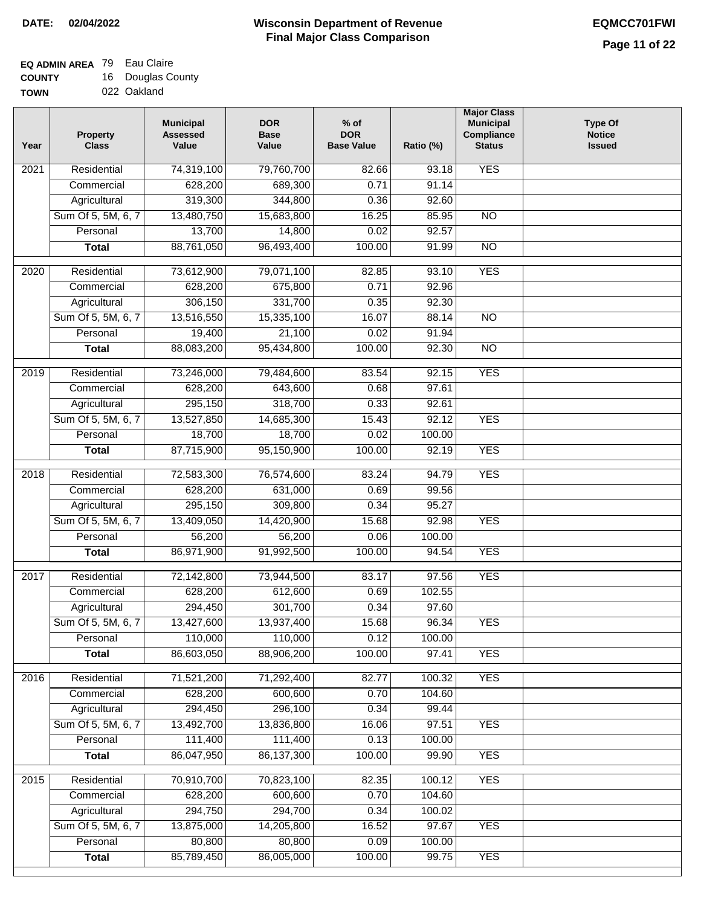**DATE:** 02/04/2022

# Wisconsin Department of Revenue
## Final Major Class Comparison

**EQMCC701FWI**

**EQ ADMIN AREA** 79 Eau Claire
**COUNTY** 16 Douglas County
**TOWN** 022 Oakland

| Year | Property Class | Municipal Assessed Value | DOR Base Value | % of DOR Base Value | Ratio (%) | Major Class Municipal Compliance Status | Type Of Notice Issued |
|---|---|---|---|---|---|---|---|
| 2021 | Residential | 74,319,100 | 79,760,700 | 82.66 | 93.18 | YES | |
| | Commercial | 628,200 | 689,300 | 0.71 | 91.14 | | |
| | Agricultural | 319,300 | 344,800 | 0.36 | 92.60 | | |
| | Sum Of 5, 5M, 6, 7 | 13,480,750 | 15,683,800 | 16.25 | 85.95 | NO | |
| | Personal | 13,700 | 14,800 | 0.02 | 92.57 | | |
| | **Total** | 88,761,050 | 96,493,400 | 100.00 | 91.99 | NO | |
| 2020 | Residential | 73,612,900 | 79,071,100 | 82.85 | 93.10 | YES | |
| | Commercial | 628,200 | 675,800 | 0.71 | 92.96 | | |
| | Agricultural | 306,150 | 331,700 | 0.35 | 92.30 | | |
| | Sum Of 5, 5M, 6, 7 | 13,516,550 | 15,335,100 | 16.07 | 88.14 | NO | |
| | Personal | 19,400 | 21,100 | 0.02 | 91.94 | | |
| | **Total** | 88,083,200 | 95,434,800 | 100.00 | 92.30 | NO | |
| 2019 | Residential | 73,246,000 | 79,484,600 | 83.54 | 92.15 | YES | |
| | Commercial | 628,200 | 643,600 | 0.68 | 97.61 | | |
| | Agricultural | 295,150 | 318,700 | 0.33 | 92.61 | | |
| | Sum Of 5, 5M, 6, 7 | 13,527,850 | 14,685,300 | 15.43 | 92.12 | YES | |
| | Personal | 18,700 | 18,700 | 0.02 | 100.00 | | |
| | **Total** | 87,715,900 | 95,150,900 | 100.00 | 92.19 | YES | |
| 2018 | Residential | 72,583,300 | 76,574,600 | 83.24 | 94.79 | YES | |
| | Commercial | 628,200 | 631,000 | 0.69 | 99.56 | | |
| | Agricultural | 295,150 | 309,800 | 0.34 | 95.27 | | |
| | Sum Of 5, 5M, 6, 7 | 13,409,050 | 14,420,900 | 15.68 | 92.98 | YES | |
| | Personal | 56,200 | 56,200 | 0.06 | 100.00 | | |
| | **Total** | 86,971,900 | 91,992,500 | 100.00 | 94.54 | YES | |
| 2017 | Residential | 72,142,800 | 73,944,500 | 83.17 | 97.56 | YES | |
| | Commercial | 628,200 | 612,600 | 0.69 | 102.55 | | |
| | Agricultural | 294,450 | 301,700 | 0.34 | 97.60 | | |
| | Sum Of 5, 5M, 6, 7 | 13,427,600 | 13,937,400 | 15.68 | 96.34 | YES | |
| | Personal | 110,000 | 110,000 | 0.12 | 100.00 | | |
| | **Total** | 86,603,050 | 88,906,200 | 100.00 | 97.41 | YES | |
| 2016 | Residential | 71,521,200 | 71,292,400 | 82.77 | 100.32 | YES | |
| | Commercial | 628,200 | 600,600 | 0.70 | 104.60 | | |
| | Agricultural | 294,450 | 296,100 | 0.34 | 99.44 | | |
| | Sum Of 5, 5M, 6, 7 | 13,492,700 | 13,836,800 | 16.06 | 97.51 | YES | |
| | Personal | 111,400 | 111,400 | 0.13 | 100.00 | | |
| | **Total** | 86,047,950 | 86,137,300 | 100.00 | 99.90 | YES | |
| 2015 | Residential | 70,910,700 | 70,823,100 | 82.35 | 100.12 | YES | |
| | Commercial | 628,200 | 600,600 | 0.70 | 104.60 | | |
| | Agricultural | 294,750 | 294,700 | 0.34 | 100.02 | | |
| | Sum Of 5, 5M, 6, 7 | 13,875,000 | 14,205,800 | 16.52 | 97.67 | YES | |
| | Personal | 80,800 | 80,800 | 0.09 | 100.00 | | |
| | **Total** | 85,789,450 | 86,005,000 | 100.00 | 99.75 | YES | |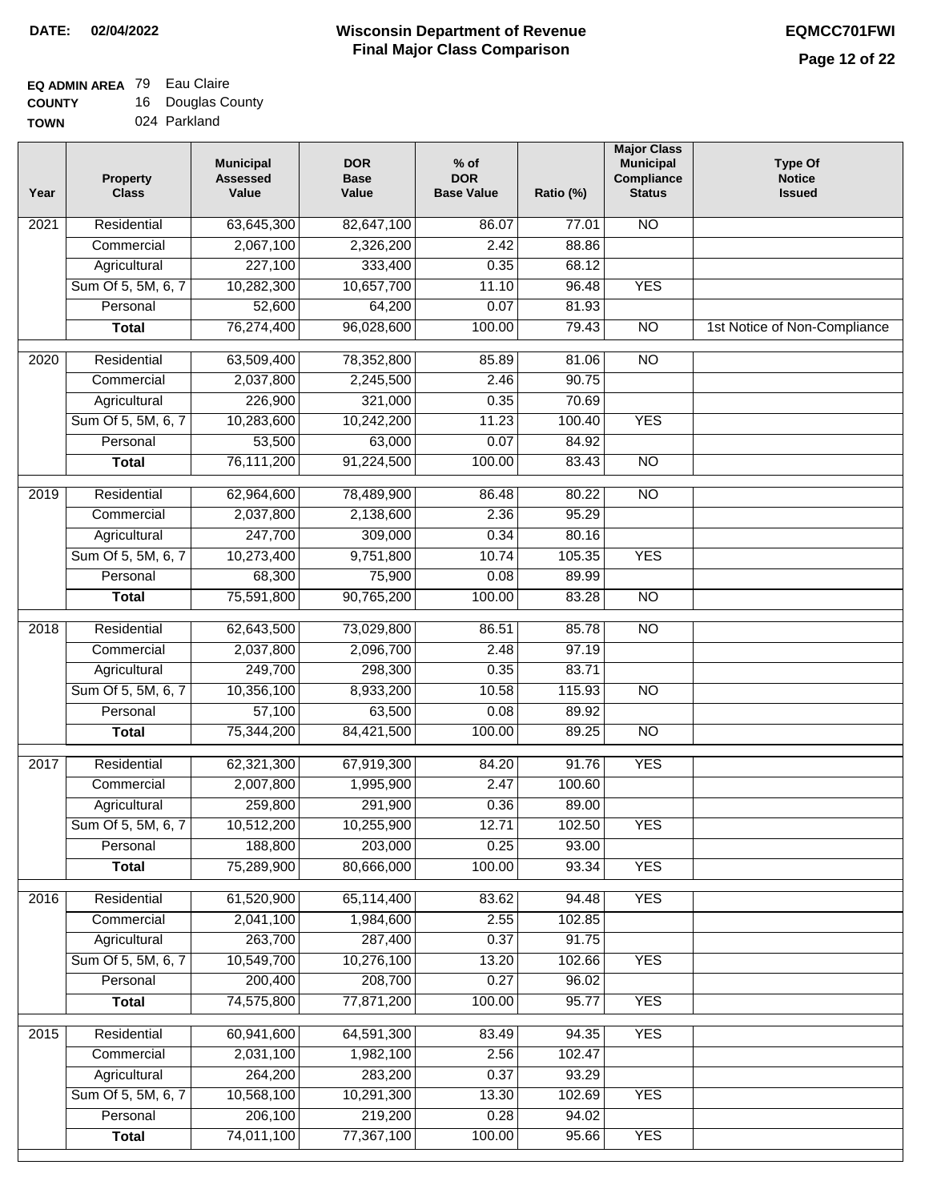**DATE: 02/04/2022**

# Wisconsin Department of Revenue
## Final Major Class Comparison

**EQMCC701FWI**

**EQ ADMIN AREA** 79 Eau Claire
**COUNTY** 16 Douglas County
**TOWN** 024 Parkland

| Year | Property Class | Municipal Assessed Value | DOR Base Value | % of DOR Base Value | Ratio (%) | Major Class Municipal Compliance Status | Type Of Notice Issued |
|---|---|---|---|---|---|---|---|
| 2021 | Residential | 63,645,300 | 82,647,100 | 86.07 | 77.01 | NO | |
| | Commercial | 2,067,100 | 2,326,200 | 2.42 | 88.86 | | |
| | Agricultural | 227,100 | 333,400 | 0.35 | 68.12 | | |
| | Sum Of 5, 5M, 6, 7 | 10,282,300 | 10,657,700 | 11.10 | 96.48 | YES | |
| | Personal | 52,600 | 64,200 | 0.07 | 81.93 | | |
| | **Total** | 76,274,400 | 96,028,600 | 100.00 | 79.43 | NO | 1st Notice of Non-Compliance |
| 2020 | Residential | 63,509,400 | 78,352,800 | 85.89 | 81.06 | NO | |
| | Commercial | 2,037,800 | 2,245,500 | 2.46 | 90.75 | | |
| | Agricultural | 226,900 | 321,000 | 0.35 | 70.69 | | |
| | Sum Of 5, 5M, 6, 7 | 10,283,600 | 10,242,200 | 11.23 | 100.40 | YES | |
| | Personal | 53,500 | 63,000 | 0.07 | 84.92 | | |
| | **Total** | 76,111,200 | 91,224,500 | 100.00 | 83.43 | NO | |
| 2019 | Residential | 62,964,600 | 78,489,900 | 86.48 | 80.22 | NO | |
| | Commercial | 2,037,800 | 2,138,600 | 2.36 | 95.29 | | |
| | Agricultural | 247,700 | 309,000 | 0.34 | 80.16 | | |
| | Sum Of 5, 5M, 6, 7 | 10,273,400 | 9,751,800 | 10.74 | 105.35 | YES | |
| | Personal | 68,300 | 75,900 | 0.08 | 89.99 | | |
| | **Total** | 75,591,800 | 90,765,200 | 100.00 | 83.28 | NO | |
| 2018 | Residential | 62,643,500 | 73,029,800 | 86.51 | 85.78 | NO | |
| | Commercial | 2,037,800 | 2,096,700 | 2.48 | 97.19 | | |
| | Agricultural | 249,700 | 298,300 | 0.35 | 83.71 | | |
| | Sum Of 5, 5M, 6, 7 | 10,356,100 | 8,933,200 | 10.58 | 115.93 | NO | |
| | Personal | 57,100 | 63,500 | 0.08 | 89.92 | | |
| | **Total** | 75,344,200 | 84,421,500 | 100.00 | 89.25 | NO | |
| 2017 | Residential | 62,321,300 | 67,919,300 | 84.20 | 91.76 | YES | |
| | Commercial | 2,007,800 | 1,995,900 | 2.47 | 100.60 | | |
| | Agricultural | 259,800 | 291,900 | 0.36 | 89.00 | | |
| | Sum Of 5, 5M, 6, 7 | 10,512,200 | 10,255,900 | 12.71 | 102.50 | YES | |
| | Personal | 188,800 | 203,000 | 0.25 | 93.00 | | |
| | **Total** | 75,289,900 | 80,666,000 | 100.00 | 93.34 | YES | |
| 2016 | Residential | 61,520,900 | 65,114,400 | 83.62 | 94.48 | YES | |
| | Commercial | 2,041,100 | 1,984,600 | 2.55 | 102.85 | | |
| | Agricultural | 263,700 | 287,400 | 0.37 | 91.75 | | |
| | Sum Of 5, 5M, 6, 7 | 10,549,700 | 10,276,100 | 13.20 | 102.66 | YES | |
| | Personal | 200,400 | 208,700 | 0.27 | 96.02 | | |
| | **Total** | 74,575,800 | 77,871,200 | 100.00 | 95.77 | YES | |
| 2015 | Residential | 60,941,600 | 64,591,300 | 83.49 | 94.35 | YES | |
| | Commercial | 2,031,100 | 1,982,100 | 2.56 | 102.47 | | |
| | Agricultural | 264,200 | 283,200 | 0.37 | 93.29 | | |
| | Sum Of 5, 5M, 6, 7 | 10,568,100 | 10,291,300 | 13.30 | 102.69 | YES | |
| | Personal | 206,100 | 219,200 | 0.28 | 94.02 | | |
| | **Total** | 74,011,100 | 77,367,100 | 100.00 | 95.66 | YES | |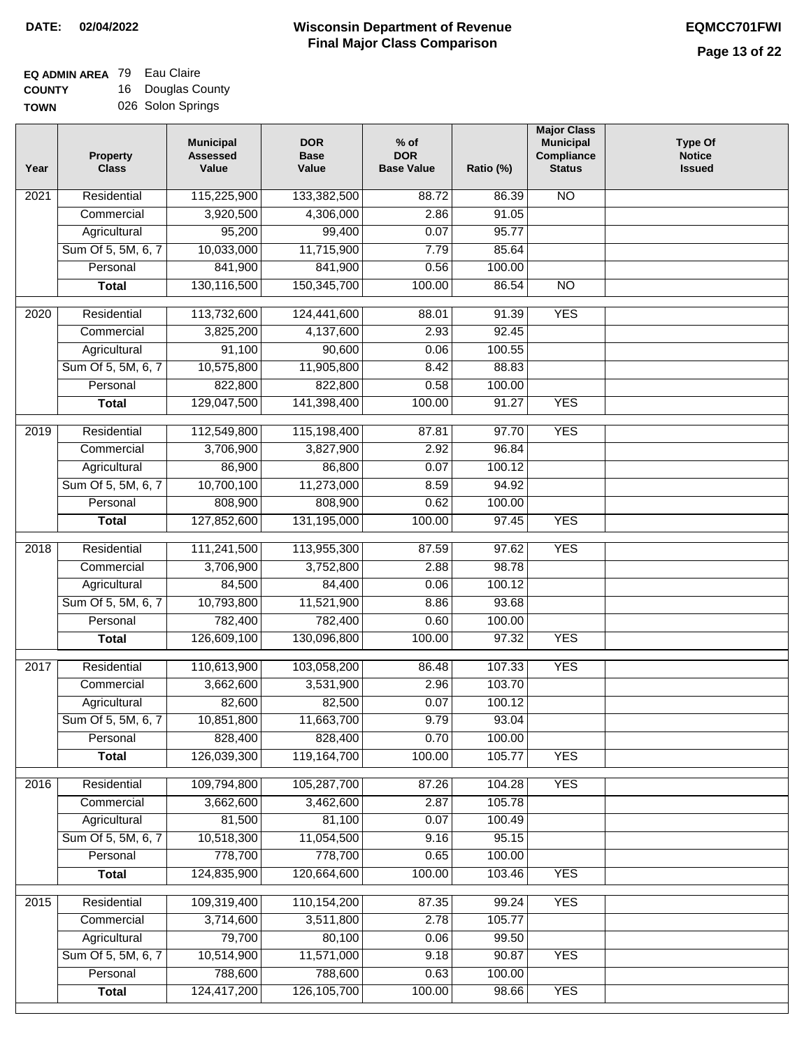**DATE:** 02/04/2022

# Wisconsin Department of Revenue
## Final Major Class Comparison

**EQMCC701FWI**

**EQ ADMIN AREA** 79 Eau Claire
**COUNTY** 16 Douglas County
**TOWN** 026 Solon Springs

| Year | Property Class | Municipal Assessed Value | DOR Base Value | % of DOR Base Value | Ratio (%) | Major Class Municipal Compliance Status | Type Of Notice Issued |
|---|---|---|---|---|---|---|---|
| 2021 | Residential | 115,225,900 | 133,382,500 | 88.72 | 86.39 | NO | |
| | Commercial | 3,920,500 | 4,306,000 | 2.86 | 91.05 | | |
| | Agricultural | 95,200 | 99,400 | 0.07 | 95.77 | | |
| | Sum Of 5, 5M, 6, 7 | 10,033,000 | 11,715,900 | 7.79 | 85.64 | | |
| | Personal | 841,900 | 841,900 | 0.56 | 100.00 | | |
| | **Total** | 130,116,500 | 150,345,700 | 100.00 | 86.54 | NO | |
| 2020 | Residential | 113,732,600 | 124,441,600 | 88.01 | 91.39 | YES | |
| | Commercial | 3,825,200 | 4,137,600 | 2.93 | 92.45 | | |
| | Agricultural | 91,100 | 90,600 | 0.06 | 100.55 | | |
| | Sum Of 5, 5M, 6, 7 | 10,575,800 | 11,905,800 | 8.42 | 88.83 | | |
| | Personal | 822,800 | 822,800 | 0.58 | 100.00 | | |
| | **Total** | 129,047,500 | 141,398,400 | 100.00 | 91.27 | YES | |
| 2019 | Residential | 112,549,800 | 115,198,400 | 87.81 | 97.70 | YES | |
| | Commercial | 3,706,900 | 3,827,900 | 2.92 | 96.84 | | |
| | Agricultural | 86,900 | 86,800 | 0.07 | 100.12 | | |
| | Sum Of 5, 5M, 6, 7 | 10,700,100 | 11,273,000 | 8.59 | 94.92 | | |
| | Personal | 808,900 | 808,900 | 0.62 | 100.00 | | |
| | **Total** | 127,852,600 | 131,195,000 | 100.00 | 97.45 | YES | |
| 2018 | Residential | 111,241,500 | 113,955,300 | 87.59 | 97.62 | YES | |
| | Commercial | 3,706,900 | 3,752,800 | 2.88 | 98.78 | | |
| | Agricultural | 84,500 | 84,400 | 0.06 | 100.12 | | |
| | Sum Of 5, 5M, 6, 7 | 10,793,800 | 11,521,900 | 8.86 | 93.68 | | |
| | Personal | 782,400 | 782,400 | 0.60 | 100.00 | | |
| | **Total** | 126,609,100 | 130,096,800 | 100.00 | 97.32 | YES | |
| 2017 | Residential | 110,613,900 | 103,058,200 | 86.48 | 107.33 | YES | |
| | Commercial | 3,662,600 | 3,531,900 | 2.96 | 103.70 | | |
| | Agricultural | 82,600 | 82,500 | 0.07 | 100.12 | | |
| | Sum Of 5, 5M, 6, 7 | 10,851,800 | 11,663,700 | 9.79 | 93.04 | | |
| | Personal | 828,400 | 828,400 | 0.70 | 100.00 | | |
| | **Total** | 126,039,300 | 119,164,700 | 100.00 | 105.77 | YES | |
| 2016 | Residential | 109,794,800 | 105,287,700 | 87.26 | 104.28 | YES | |
| | Commercial | 3,662,600 | 3,462,600 | 2.87 | 105.78 | | |
| | Agricultural | 81,500 | 81,100 | 0.07 | 100.49 | | |
| | Sum Of 5, 5M, 6, 7 | 10,518,300 | 11,054,500 | 9.16 | 95.15 | | |
| | Personal | 778,700 | 778,700 | 0.65 | 100.00 | | |
| | **Total** | 124,835,900 | 120,664,600 | 100.00 | 103.46 | YES | |
| 2015 | Residential | 109,319,400 | 110,154,200 | 87.35 | 99.24 | YES | |
| | Commercial | 3,714,600 | 3,511,800 | 2.78 | 105.77 | | |
| | Agricultural | 79,700 | 80,100 | 0.06 | 99.50 | | |
| | Sum Of 5, 5M, 6, 7 | 10,514,900 | 11,571,000 | 9.18 | 90.87 | YES | |
| | Personal | 788,600 | 788,600 | 0.63 | 100.00 | | |
| | **Total** | 124,417,200 | 126,105,700 | 100.00 | 98.66 | YES | |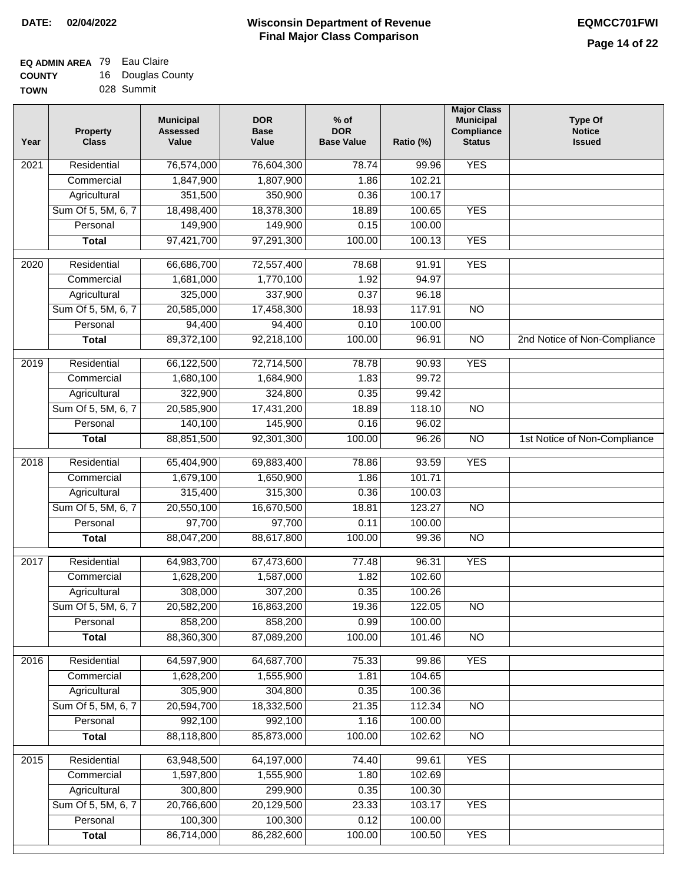**DATE:** 02/04/2022

# Wisconsin Department of Revenue
## Final Major Class Comparison

**EQMCC701FWI**

**EQ ADMIN AREA** 79 Eau Claire
**COUNTY** 16 Douglas County
**TOWN** 028 Summit

| Year | Property Class | Municipal Assessed Value | DOR Base Value | % of DOR Base Value | Ratio (%) | Major Class Municipal Compliance Status | Type Of Notice Issued |
|---|---|---|---|---|---|---|---|
| 2021 | Residential | 76,574,000 | 76,604,300 | 78.74 | 99.96 | YES | |
| | Commercial | 1,847,900 | 1,807,900 | 1.86 | 102.21 | | |
| | Agricultural | 351,500 | 350,900 | 0.36 | 100.17 | | |
| | Sum Of 5, 5M, 6, 7 | 18,498,400 | 18,378,300 | 18.89 | 100.65 | YES | |
| | Personal | 149,900 | 149,900 | 0.15 | 100.00 | | |
| | **Total** | 97,421,700 | 97,291,300 | 100.00 | 100.13 | YES | |
| 2020 | Residential | 66,686,700 | 72,557,400 | 78.68 | 91.91 | YES | |
| | Commercial | 1,681,000 | 1,770,100 | 1.92 | 94.97 | | |
| | Agricultural | 325,000 | 337,900 | 0.37 | 96.18 | | |
| | Sum Of 5, 5M, 6, 7 | 20,585,000 | 17,458,300 | 18.93 | 117.91 | NO | |
| | Personal | 94,400 | 94,400 | 0.10 | 100.00 | | |
| | **Total** | 89,372,100 | 92,218,100 | 100.00 | 96.91 | NO | 2nd Notice of Non-Compliance |
| 2019 | Residential | 66,122,500 | 72,714,500 | 78.78 | 90.93 | YES | |
| | Commercial | 1,680,100 | 1,684,900 | 1.83 | 99.72 | | |
| | Agricultural | 322,900 | 324,800 | 0.35 | 99.42 | | |
| | Sum Of 5, 5M, 6, 7 | 20,585,900 | 17,431,200 | 18.89 | 118.10 | NO | |
| | Personal | 140,100 | 145,900 | 0.16 | 96.02 | | |
| | **Total** | 88,851,500 | 92,301,300 | 100.00 | 96.26 | NO | 1st Notice of Non-Compliance |
| 2018 | Residential | 65,404,900 | 69,883,400 | 78.86 | 93.59 | YES | |
| | Commercial | 1,679,100 | 1,650,900 | 1.86 | 101.71 | | |
| | Agricultural | 315,400 | 315,300 | 0.36 | 100.03 | | |
| | Sum Of 5, 5M, 6, 7 | 20,550,100 | 16,670,500 | 18.81 | 123.27 | NO | |
| | Personal | 97,700 | 97,700 | 0.11 | 100.00 | | |
| | **Total** | 88,047,200 | 88,617,800 | 100.00 | 99.36 | NO | |
| 2017 | Residential | 64,983,700 | 67,473,600 | 77.48 | 96.31 | YES | |
| | Commercial | 1,628,200 | 1,587,000 | 1.82 | 102.60 | | |
| | Agricultural | 308,000 | 307,200 | 0.35 | 100.26 | | |
| | Sum Of 5, 5M, 6, 7 | 20,582,200 | 16,863,200 | 19.36 | 122.05 | NO | |
| | Personal | 858,200 | 858,200 | 0.99 | 100.00 | | |
| | **Total** | 88,360,300 | 87,089,200 | 100.00 | 101.46 | NO | |
| 2016 | Residential | 64,597,900 | 64,687,700 | 75.33 | 99.86 | YES | |
| | Commercial | 1,628,200 | 1,555,900 | 1.81 | 104.65 | | |
| | Agricultural | 305,900 | 304,800 | 0.35 | 100.36 | | |
| | Sum Of 5, 5M, 6, 7 | 20,594,700 | 18,332,500 | 21.35 | 112.34 | NO | |
| | Personal | 992,100 | 992,100 | 1.16 | 100.00 | | |
| | **Total** | 88,118,800 | 85,873,000 | 100.00 | 102.62 | NO | |
| 2015 | Residential | 63,948,500 | 64,197,000 | 74.40 | 99.61 | YES | |
| | Commercial | 1,597,800 | 1,555,900 | 1.80 | 102.69 | | |
| | Agricultural | 300,800 | 299,900 | 0.35 | 100.30 | | |
| | Sum Of 5, 5M, 6, 7 | 20,766,600 | 20,129,500 | 23.33 | 103.17 | YES | |
| | Personal | 100,300 | 100,300 | 0.12 | 100.00 | | |
| | **Total** | 86,714,000 | 86,282,600 | 100.00 | 100.50 | YES | |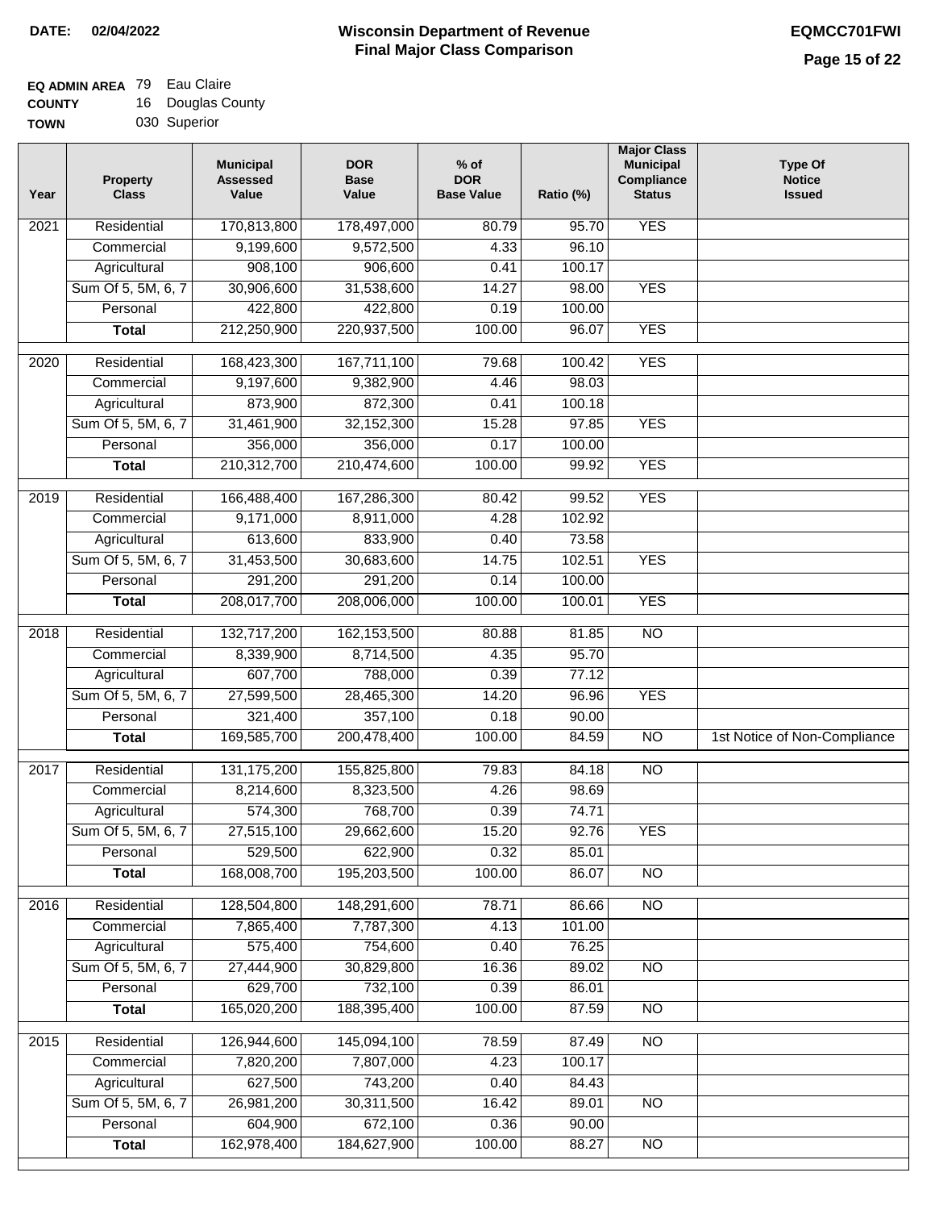**DATE: 02/04/2022**

# Wisconsin Department of Revenue
## Final Major Class Comparison

**EQMCC701FWI**

**EQ ADMIN AREA** 79 Eau Claire
**COUNTY** 16 Douglas County
**TOWN** 030 Superior

| Year | Property Class | Municipal Assessed Value | DOR Base Value | % of DOR Base Value | Ratio (%) | Major Class Municipal Compliance Status | Type Of Notice Issued |
|---|---|---|---|---|---|---|---|
| 2021 | Residential | 170,813,800 | 178,497,000 | 80.79 | 95.70 | YES | |
| | Commercial | 9,199,600 | 9,572,500 | 4.33 | 96.10 | | |
| | Agricultural | 908,100 | 906,600 | 0.41 | 100.17 | | |
| | Sum Of 5, 5M, 6, 7 | 30,906,600 | 31,538,600 | 14.27 | 98.00 | YES | |
| | Personal | 422,800 | 422,800 | 0.19 | 100.00 | | |
| | **Total** | 212,250,900 | 220,937,500 | 100.00 | 96.07 | YES | |
| 2020 | Residential | 168,423,300 | 167,711,100 | 79.68 | 100.42 | YES | |
| | Commercial | 9,197,600 | 9,382,900 | 4.46 | 98.03 | | |
| | Agricultural | 873,900 | 872,300 | 0.41 | 100.18 | | |
| | Sum Of 5, 5M, 6, 7 | 31,461,900 | 32,152,300 | 15.28 | 97.85 | YES | |
| | Personal | 356,000 | 356,000 | 0.17 | 100.00 | | |
| | **Total** | 210,312,700 | 210,474,600 | 100.00 | 99.92 | YES | |
| 2019 | Residential | 166,488,400 | 167,286,300 | 80.42 | 99.52 | YES | |
| | Commercial | 9,171,000 | 8,911,000 | 4.28 | 102.92 | | |
| | Agricultural | 613,600 | 833,900 | 0.40 | 73.58 | | |
| | Sum Of 5, 5M, 6, 7 | 31,453,500 | 30,683,600 | 14.75 | 102.51 | YES | |
| | Personal | 291,200 | 291,200 | 0.14 | 100.00 | | |
| | **Total** | 208,017,700 | 208,006,000 | 100.00 | 100.01 | YES | |
| 2018 | Residential | 132,717,200 | 162,153,500 | 80.88 | 81.85 | NO | |
| | Commercial | 8,339,900 | 8,714,500 | 4.35 | 95.70 | | |
| | Agricultural | 607,700 | 788,000 | 0.39 | 77.12 | | |
| | Sum Of 5, 5M, 6, 7 | 27,599,500 | 28,465,300 | 14.20 | 96.96 | YES | |
| | Personal | 321,400 | 357,100 | 0.18 | 90.00 | | |
| | **Total** | 169,585,700 | 200,478,400 | 100.00 | 84.59 | NO | 1st Notice of Non-Compliance |
| 2017 | Residential | 131,175,200 | 155,825,800 | 79.83 | 84.18 | NO | |
| | Commercial | 8,214,600 | 8,323,500 | 4.26 | 98.69 | | |
| | Agricultural | 574,300 | 768,700 | 0.39 | 74.71 | | |
| | Sum Of 5, 5M, 6, 7 | 27,515,100 | 29,662,600 | 15.20 | 92.76 | YES | |
| | Personal | 529,500 | 622,900 | 0.32 | 85.01 | | |
| | **Total** | 168,008,700 | 195,203,500 | 100.00 | 86.07 | NO | |
| 2016 | Residential | 128,504,800 | 148,291,600 | 78.71 | 86.66 | NO | |
| | Commercial | 7,865,400 | 7,787,300 | 4.13 | 101.00 | | |
| | Agricultural | 575,400 | 754,600 | 0.40 | 76.25 | | |
| | Sum Of 5, 5M, 6, 7 | 27,444,900 | 30,829,800 | 16.36 | 89.02 | NO | |
| | Personal | 629,700 | 732,100 | 0.39 | 86.01 | | |
| | **Total** | 165,020,200 | 188,395,400 | 100.00 | 87.59 | NO | |
| 2015 | Residential | 126,944,600 | 145,094,100 | 78.59 | 87.49 | NO | |
| | Commercial | 7,820,200 | 7,807,000 | 4.23 | 100.17 | | |
| | Agricultural | 627,500 | 743,200 | 0.40 | 84.43 | | |
| | Sum Of 5, 5M, 6, 7 | 26,981,200 | 30,311,500 | 16.42 | 89.01 | NO | |
| | Personal | 604,900 | 672,100 | 0.36 | 90.00 | | |
| | **Total** | 162,978,400 | 184,627,900 | 100.00 | 88.27 | NO | |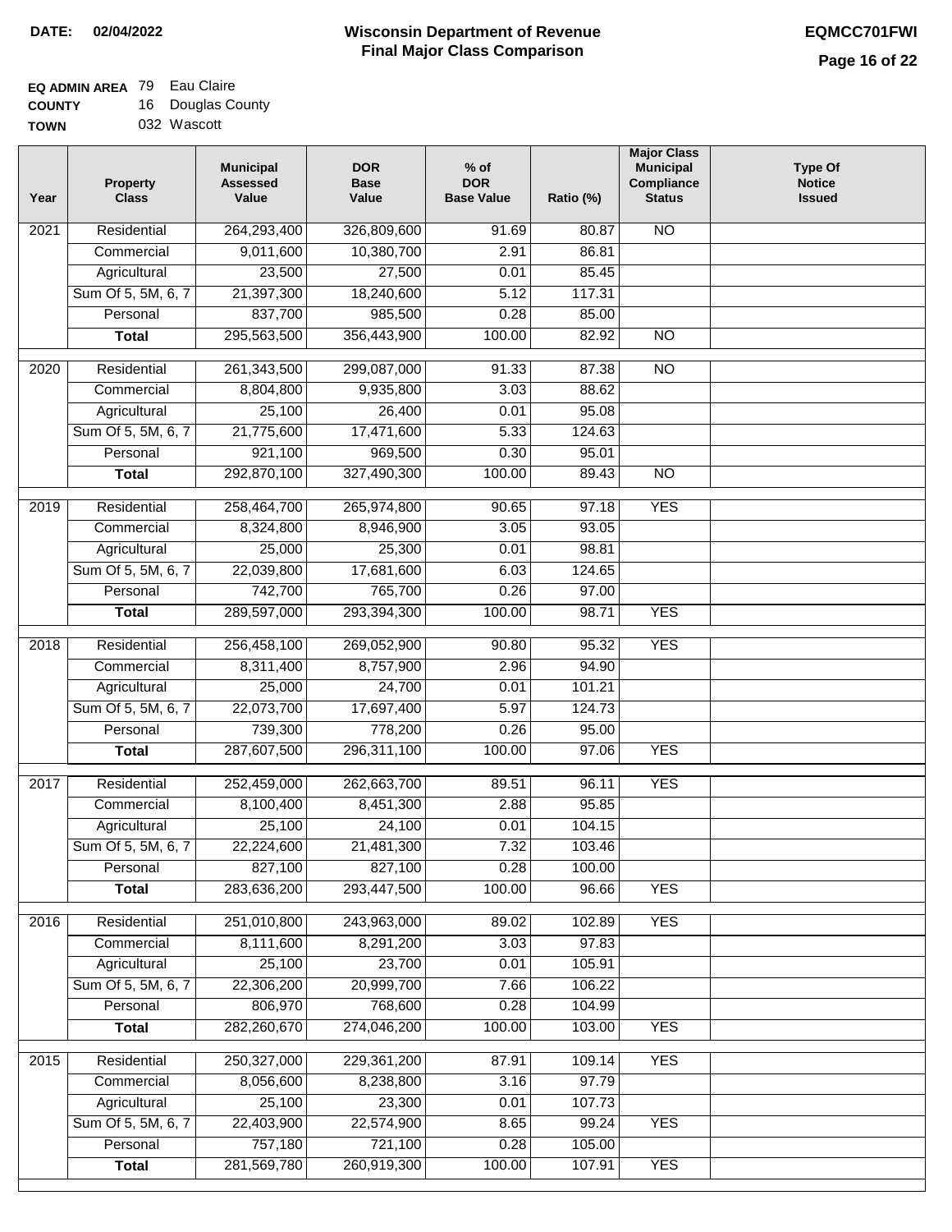**DATE: 02/04/2022**

# Wisconsin Department of Revenue
## Final Major Class Comparison

**EQMCC701FWI**

**EQ ADMIN AREA** 79 Eau Claire
**COUNTY** 16 Douglas County
**TOWN** 032 Wascott

| Year | Property Class | Municipal Assessed Value | DOR Base Value | % of DOR Base Value | Ratio (%) | Major Class Municipal Compliance Status | Type Of Notice Issued |
|---|---|---|---|---|---|---|---|
| 2021 | Residential | 264,293,400 | 326,809,600 | 91.69 | 80.87 | NO | |
| | Commercial | 9,011,600 | 10,380,700 | 2.91 | 86.81 | | |
| | Agricultural | 23,500 | 27,500 | 0.01 | 85.45 | | |
| | Sum Of 5, 5M, 6, 7 | 21,397,300 | 18,240,600 | 5.12 | 117.31 | | |
| | Personal | 837,700 | 985,500 | 0.28 | 85.00 | | |
| | **Total** | 295,563,500 | 356,443,900 | 100.00 | 82.92 | NO | |
| 2020 | Residential | 261,343,500 | 299,087,000 | 91.33 | 87.38 | NO | |
| | Commercial | 8,804,800 | 9,935,800 | 3.03 | 88.62 | | |
| | Agricultural | 25,100 | 26,400 | 0.01 | 95.08 | | |
| | Sum Of 5, 5M, 6, 7 | 21,775,600 | 17,471,600 | 5.33 | 124.63 | | |
| | Personal | 921,100 | 969,500 | 0.30 | 95.01 | | |
| | **Total** | 292,870,100 | 327,490,300 | 100.00 | 89.43 | NO | |
| 2019 | Residential | 258,464,700 | 265,974,800 | 90.65 | 97.18 | YES | |
| | Commercial | 8,324,800 | 8,946,900 | 3.05 | 93.05 | | |
| | Agricultural | 25,000 | 25,300 | 0.01 | 98.81 | | |
| | Sum Of 5, 5M, 6, 7 | 22,039,800 | 17,681,600 | 6.03 | 124.65 | | |
| | Personal | 742,700 | 765,700 | 0.26 | 97.00 | | |
| | **Total** | 289,597,000 | 293,394,300 | 100.00 | 98.71 | YES | |
| 2018 | Residential | 256,458,100 | 269,052,900 | 90.80 | 95.32 | YES | |
| | Commercial | 8,311,400 | 8,757,900 | 2.96 | 94.90 | | |
| | Agricultural | 25,000 | 24,700 | 0.01 | 101.21 | | |
| | Sum Of 5, 5M, 6, 7 | 22,073,700 | 17,697,400 | 5.97 | 124.73 | | |
| | Personal | 739,300 | 778,200 | 0.26 | 95.00 | | |
| | **Total** | 287,607,500 | 296,311,100 | 100.00 | 97.06 | YES | |
| 2017 | Residential | 252,459,000 | 262,663,700 | 89.51 | 96.11 | YES | |
| | Commercial | 8,100,400 | 8,451,300 | 2.88 | 95.85 | | |
| | Agricultural | 25,100 | 24,100 | 0.01 | 104.15 | | |
| | Sum Of 5, 5M, 6, 7 | 22,224,600 | 21,481,300 | 7.32 | 103.46 | | |
| | Personal | 827,100 | 827,100 | 0.28 | 100.00 | | |
| | **Total** | 283,636,200 | 293,447,500 | 100.00 | 96.66 | YES | |
| 2016 | Residential | 251,010,800 | 243,963,000 | 89.02 | 102.89 | YES | |
| | Commercial | 8,111,600 | 8,291,200 | 3.03 | 97.83 | | |
| | Agricultural | 25,100 | 23,700 | 0.01 | 105.91 | | |
| | Sum Of 5, 5M, 6, 7 | 22,306,200 | 20,999,700 | 7.66 | 106.22 | | |
| | Personal | 806,970 | 768,600 | 0.28 | 104.99 | | |
| | **Total** | 282,260,670 | 274,046,200 | 100.00 | 103.00 | YES | |
| 2015 | Residential | 250,327,000 | 229,361,200 | 87.91 | 109.14 | YES | |
| | Commercial | 8,056,600 | 8,238,800 | 3.16 | 97.79 | | |
| | Agricultural | 25,100 | 23,300 | 0.01 | 107.73 | | |
| | Sum Of 5, 5M, 6, 7 | 22,403,900 | 22,574,900 | 8.65 | 99.24 | YES | |
| | Personal | 757,180 | 721,100 | 0.28 | 105.00 | | |
| | **Total** | 281,569,780 | 260,919,300 | 100.00 | 107.91 | YES | |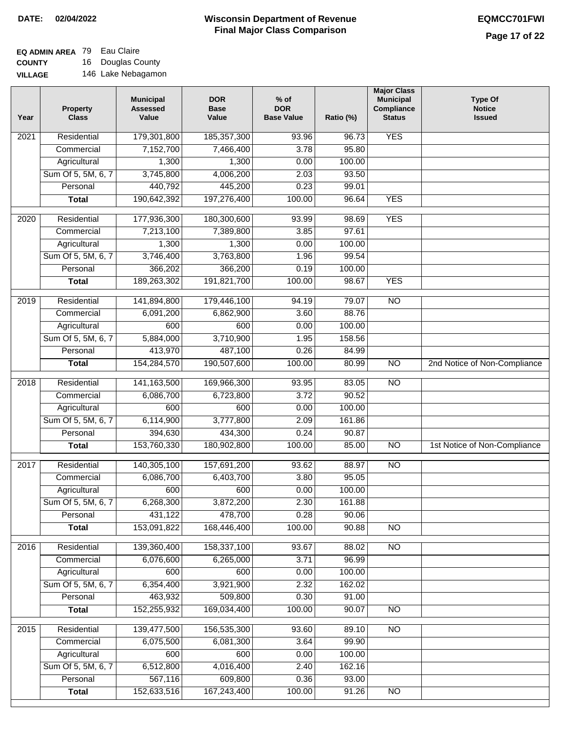**DATE:** 02/04/2022

# Wisconsin Department of Revenue
## Final Major Class Comparison

**EQMCC701FWI**

**EQ ADMIN AREA** 79 Eau Claire
**COUNTY** 16 Douglas County
**VILLAGE** 146 Lake Nebagamon

| Year | Property Class | Municipal Assessed Value | DOR Base Value | % of DOR Base Value | Ratio (%) | Major Class Municipal Compliance Status | Type Of Notice Issued |
|---|---|---|---|---|---|---|---|
| 2021 | Residential | 179,301,800 | 185,357,300 | 93.96 | 96.73 | YES | |
| | Commercial | 7,152,700 | 7,466,400 | 3.78 | 95.80 | | |
| | Agricultural | 1,300 | 1,300 | 0.00 | 100.00 | | |
| | Sum Of 5, 5M, 6, 7 | 3,745,800 | 4,006,200 | 2.03 | 93.50 | | |
| | Personal | 440,792 | 445,200 | 0.23 | 99.01 | | |
| | **Total** | 190,642,392 | 197,276,400 | 100.00 | 96.64 | YES | |
| 2020 | Residential | 177,936,300 | 180,300,600 | 93.99 | 98.69 | YES | |
| | Commercial | 7,213,100 | 7,389,800 | 3.85 | 97.61 | | |
| | Agricultural | 1,300 | 1,300 | 0.00 | 100.00 | | |
| | Sum Of 5, 5M, 6, 7 | 3,746,400 | 3,763,800 | 1.96 | 99.54 | | |
| | Personal | 366,202 | 366,200 | 0.19 | 100.00 | | |
| | **Total** | 189,263,302 | 191,821,700 | 100.00 | 98.67 | YES | |
| 2019 | Residential | 141,894,800 | 179,446,100 | 94.19 | 79.07 | NO | |
| | Commercial | 6,091,200 | 6,862,900 | 3.60 | 88.76 | | |
| | Agricultural | 600 | 600 | 0.00 | 100.00 | | |
| | Sum Of 5, 5M, 6, 7 | 5,884,000 | 3,710,900 | 1.95 | 158.56 | | |
| | Personal | 413,970 | 487,100 | 0.26 | 84.99 | | |
| | **Total** | 154,284,570 | 190,507,600 | 100.00 | 80.99 | NO | 2nd Notice of Non-Compliance |
| 2018 | Residential | 141,163,500 | 169,966,300 | 93.95 | 83.05 | NO | |
| | Commercial | 6,086,700 | 6,723,800 | 3.72 | 90.52 | | |
| | Agricultural | 600 | 600 | 0.00 | 100.00 | | |
| | Sum Of 5, 5M, 6, 7 | 6,114,900 | 3,777,800 | 2.09 | 161.86 | | |
| | Personal | 394,630 | 434,300 | 0.24 | 90.87 | | |
| | **Total** | 153,760,330 | 180,902,800 | 100.00 | 85.00 | NO | 1st Notice of Non-Compliance |
| 2017 | Residential | 140,305,100 | 157,691,200 | 93.62 | 88.97 | NO | |
| | Commercial | 6,086,700 | 6,403,700 | 3.80 | 95.05 | | |
| | Agricultural | 600 | 600 | 0.00 | 100.00 | | |
| | Sum Of 5, 5M, 6, 7 | 6,268,300 | 3,872,200 | 2.30 | 161.88 | | |
| | Personal | 431,122 | 478,700 | 0.28 | 90.06 | | |
| | **Total** | 153,091,822 | 168,446,400 | 100.00 | 90.88 | NO | |
| 2016 | Residential | 139,360,400 | 158,337,100 | 93.67 | 88.02 | NO | |
| | Commercial | 6,076,600 | 6,265,000 | 3.71 | 96.99 | | |
| | Agricultural | 600 | 600 | 0.00 | 100.00 | | |
| | Sum Of 5, 5M, 6, 7 | 6,354,400 | 3,921,900 | 2.32 | 162.02 | | |
| | Personal | 463,932 | 509,800 | 0.30 | 91.00 | | |
| | **Total** | 152,255,932 | 169,034,400 | 100.00 | 90.07 | NO | |
| 2015 | Residential | 139,477,500 | 156,535,300 | 93.60 | 89.10 | NO | |
| | Commercial | 6,075,500 | 6,081,300 | 3.64 | 99.90 | | |
| | Agricultural | 600 | 600 | 0.00 | 100.00 | | |
| | Sum Of 5, 5M, 6, 7 | 6,512,800 | 4,016,400 | 2.40 | 162.16 | | |
| | Personal | 567,116 | 609,800 | 0.36 | 93.00 | | |
| | **Total** | 152,633,516 | 167,243,400 | 100.00 | 91.26 | NO | |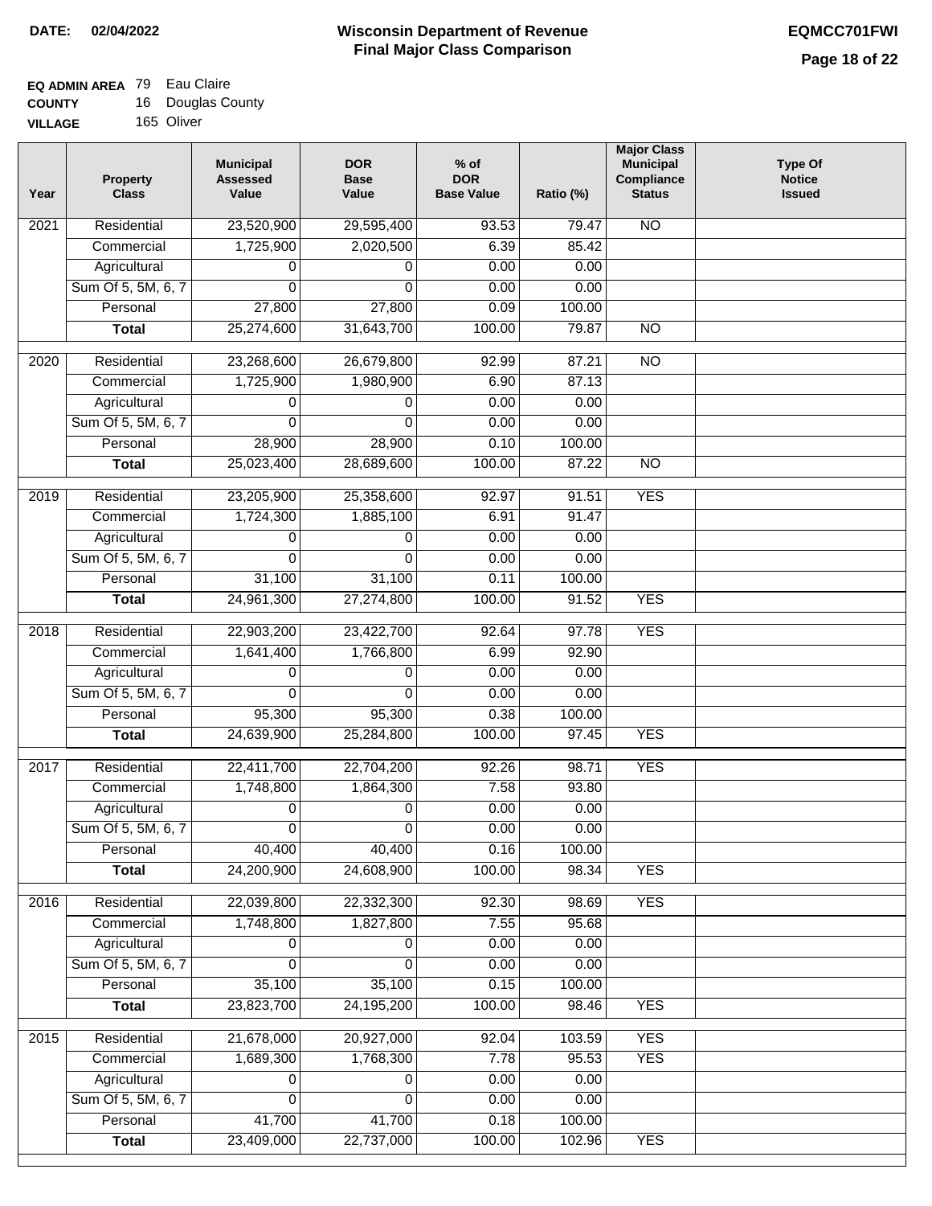**DATE: 02/04/2022**

# Wisconsin Department of Revenue
## Final Major Class Comparison

**EQMCC701FWI**

**EQ ADMIN AREA** 79 Eau Claire
**COUNTY** 16 Douglas County
**VILLAGE** 165 Oliver

| Year | Property Class | Municipal Assessed Value | DOR Base Value | % of DOR Base Value | Ratio (%) | Major Class Municipal Compliance Status | Type Of Notice Issued |
|---|---|---|---|---|---|---|---|
| 2021 | Residential | 23,520,900 | 29,595,400 | 93.53 | 79.47 | NO | |
| | Commercial | 1,725,900 | 2,020,500 | 6.39 | 85.42 | | |
| | Agricultural | 0 | 0 | 0.00 | 0.00 | | |
| | Sum Of 5, 5M, 6, 7 | 0 | 0 | 0.00 | 0.00 | | |
| | Personal | 27,800 | 27,800 | 0.09 | 100.00 | | |
| | **Total** | 25,274,600 | 31,643,700 | 100.00 | 79.87 | NO | |
| 2020 | Residential | 23,268,600 | 26,679,800 | 92.99 | 87.21 | NO | |
| | Commercial | 1,725,900 | 1,980,900 | 6.90 | 87.13 | | |
| | Agricultural | 0 | 0 | 0.00 | 0.00 | | |
| | Sum Of 5, 5M, 6, 7 | 0 | 0 | 0.00 | 0.00 | | |
| | Personal | 28,900 | 28,900 | 0.10 | 100.00 | | |
| | **Total** | 25,023,400 | 28,689,600 | 100.00 | 87.22 | NO | |
| 2019 | Residential | 23,205,900 | 25,358,600 | 92.97 | 91.51 | YES | |
| | Commercial | 1,724,300 | 1,885,100 | 6.91 | 91.47 | | |
| | Agricultural | 0 | 0 | 0.00 | 0.00 | | |
| | Sum Of 5, 5M, 6, 7 | 0 | 0 | 0.00 | 0.00 | | |
| | Personal | 31,100 | 31,100 | 0.11 | 100.00 | | |
| | **Total** | 24,961,300 | 27,274,800 | 100.00 | 91.52 | YES | |
| 2018 | Residential | 22,903,200 | 23,422,700 | 92.64 | 97.78 | YES | |
| | Commercial | 1,641,400 | 1,766,800 | 6.99 | 92.90 | | |
| | Agricultural | 0 | 0 | 0.00 | 0.00 | | |
| | Sum Of 5, 5M, 6, 7 | 0 | 0 | 0.00 | 0.00 | | |
| | Personal | 95,300 | 95,300 | 0.38 | 100.00 | | |
| | **Total** | 24,639,900 | 25,284,800 | 100.00 | 97.45 | YES | |
| 2017 | Residential | 22,411,700 | 22,704,200 | 92.26 | 98.71 | YES | |
| | Commercial | 1,748,800 | 1,864,300 | 7.58 | 93.80 | | |
| | Agricultural | 0 | 0 | 0.00 | 0.00 | | |
| | Sum Of 5, 5M, 6, 7 | 0 | 0 | 0.00 | 0.00 | | |
| | Personal | 40,400 | 40,400 | 0.16 | 100.00 | | |
| | **Total** | 24,200,900 | 24,608,900 | 100.00 | 98.34 | YES | |
| 2016 | Residential | 22,039,800 | 22,332,300 | 92.30 | 98.69 | YES | |
| | Commercial | 1,748,800 | 1,827,800 | 7.55 | 95.68 | | |
| | Agricultural | 0 | 0 | 0.00 | 0.00 | | |
| | Sum Of 5, 5M, 6, 7 | 0 | 0 | 0.00 | 0.00 | | |
| | Personal | 35,100 | 35,100 | 0.15 | 100.00 | | |
| | **Total** | 23,823,700 | 24,195,200 | 100.00 | 98.46 | YES | |
| 2015 | Residential | 21,678,000 | 20,927,000 | 92.04 | 103.59 | YES | |
| | Commercial | 1,689,300 | 1,768,300 | 7.78 | 95.53 | YES | |
| | Agricultural | 0 | 0 | 0.00 | 0.00 | | |
| | Sum Of 5, 5M, 6, 7 | 0 | 0 | 0.00 | 0.00 | | |
| | Personal | 41,700 | 41,700 | 0.18 | 100.00 | | |
| | **Total** | 23,409,000 | 22,737,000 | 100.00 | 102.96 | YES | |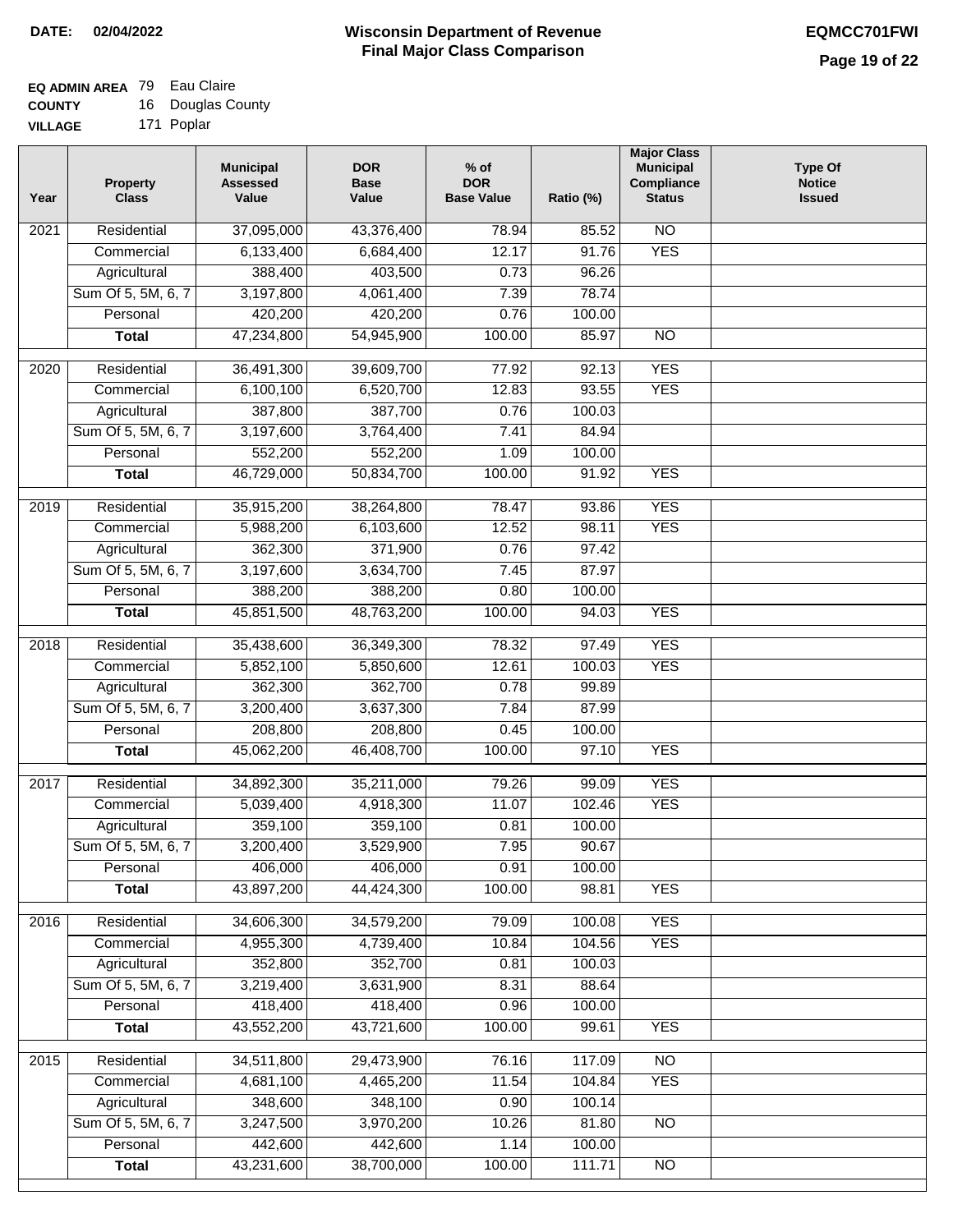**DATE:** 02/04/2022

# Wisconsin Department of Revenue
## Final Major Class Comparison

EQMCC701FWI

**EQ ADMIN AREA** 79 Eau Claire
**COUNTY** 16 Douglas County
**VILLAGE** 171 Poplar

| Year | Property Class | Municipal Assessed Value | DOR Base Value | % of DOR Base Value | Ratio (%) | Major Class Municipal Compliance Status | Type Of Notice Issued |
|---|---|---|---|---|---|---|---|
| 2021 | Residential | 37,095,000 | 43,376,400 | 78.94 | 85.52 | NO | |
| | Commercial | 6,133,400 | 6,684,400 | 12.17 | 91.76 | YES | |
| | Agricultural | 388,400 | 403,500 | 0.73 | 96.26 | | |
| | Sum Of 5, 5M, 6, 7 | 3,197,800 | 4,061,400 | 7.39 | 78.74 | | |
| | Personal | 420,200 | 420,200 | 0.76 | 100.00 | | |
| | **Total** | 47,234,800 | 54,945,900 | 100.00 | 85.97 | NO | |
| 2020 | Residential | 36,491,300 | 39,609,700 | 77.92 | 92.13 | YES | |
| | Commercial | 6,100,100 | 6,520,700 | 12.83 | 93.55 | YES | |
| | Agricultural | 387,800 | 387,700 | 0.76 | 100.03 | | |
| | Sum Of 5, 5M, 6, 7 | 3,197,600 | 3,764,400 | 7.41 | 84.94 | | |
| | Personal | 552,200 | 552,200 | 1.09 | 100.00 | | |
| | **Total** | 46,729,000 | 50,834,700 | 100.00 | 91.92 | YES | |
| 2019 | Residential | 35,915,200 | 38,264,800 | 78.47 | 93.86 | YES | |
| | Commercial | 5,988,200 | 6,103,600 | 12.52 | 98.11 | YES | |
| | Agricultural | 362,300 | 371,900 | 0.76 | 97.42 | | |
| | Sum Of 5, 5M, 6, 7 | 3,197,600 | 3,634,700 | 7.45 | 87.97 | | |
| | Personal | 388,200 | 388,200 | 0.80 | 100.00 | | |
| | **Total** | 45,851,500 | 48,763,200 | 100.00 | 94.03 | YES | |
| 2018 | Residential | 35,438,600 | 36,349,300 | 78.32 | 97.49 | YES | |
| | Commercial | 5,852,100 | 5,850,600 | 12.61 | 100.03 | YES | |
| | Agricultural | 362,300 | 362,700 | 0.78 | 99.89 | | |
| | Sum Of 5, 5M, 6, 7 | 3,200,400 | 3,637,300 | 7.84 | 87.99 | | |
| | Personal | 208,800 | 208,800 | 0.45 | 100.00 | | |
| | **Total** | 45,062,200 | 46,408,700 | 100.00 | 97.10 | YES | |
| 2017 | Residential | 34,892,300 | 35,211,000 | 79.26 | 99.09 | YES | |
| | Commercial | 5,039,400 | 4,918,300 | 11.07 | 102.46 | YES | |
| | Agricultural | 359,100 | 359,100 | 0.81 | 100.00 | | |
| | Sum Of 5, 5M, 6, 7 | 3,200,400 | 3,529,900 | 7.95 | 90.67 | | |
| | Personal | 406,000 | 406,000 | 0.91 | 100.00 | | |
| | **Total** | 43,897,200 | 44,424,300 | 100.00 | 98.81 | YES | |
| 2016 | Residential | 34,606,300 | 34,579,200 | 79.09 | 100.08 | YES | |
| | Commercial | 4,955,300 | 4,739,400 | 10.84 | 104.56 | YES | |
| | Agricultural | 352,800 | 352,700 | 0.81 | 100.03 | | |
| | Sum Of 5, 5M, 6, 7 | 3,219,400 | 3,631,900 | 8.31 | 88.64 | | |
| | Personal | 418,400 | 418,400 | 0.96 | 100.00 | | |
| | **Total** | 43,552,200 | 43,721,600 | 100.00 | 99.61 | YES | |
| 2015 | Residential | 34,511,800 | 29,473,900 | 76.16 | 117.09 | NO | |
| | Commercial | 4,681,100 | 4,465,200 | 11.54 | 104.84 | YES | |
| | Agricultural | 348,600 | 348,100 | 0.90 | 100.14 | | |
| | Sum Of 5, 5M, 6, 7 | 3,247,500 | 3,970,200 | 10.26 | 81.80 | NO | |
| | Personal | 442,600 | 442,600 | 1.14 | 100.00 | | |
| | **Total** | 43,231,600 | 38,700,000 | 100.00 | 111.71 | NO | |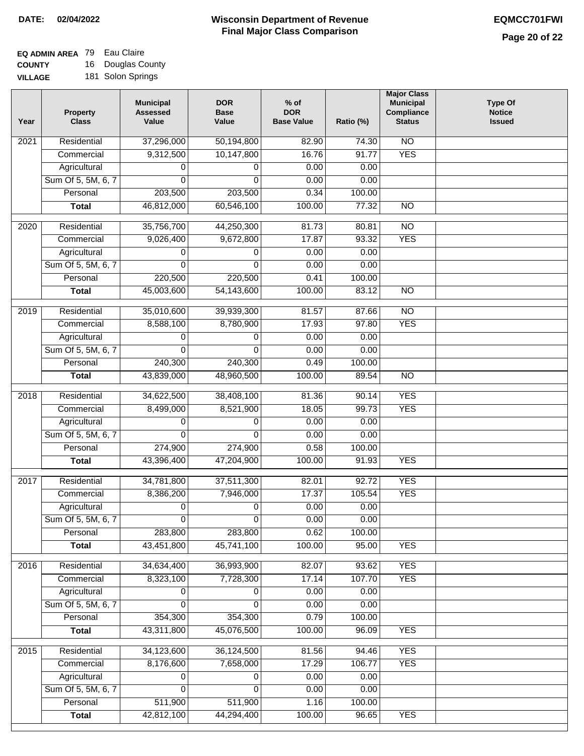**DATE: 02/04/2022**

# Wisconsin Department of Revenue
## Final Major Class Comparison

**EQMCC701FWI**

**EQ ADMIN AREA** 79 Eau Claire
**COUNTY** 16 Douglas County
**VILLAGE** 181 Solon Springs

| Year | Property Class | Municipal Assessed Value | DOR Base Value | % of DOR Base Value | Ratio (%) | Major Class Municipal Compliance Status | Type Of Notice Issued |
|---|---|---|---|---|---|---|---|
| 2021 | Residential | 37,296,000 | 50,194,800 | 82.90 | 74.30 | NO | |
| | Commercial | 9,312,500 | 10,147,800 | 16.76 | 91.77 | YES | |
| | Agricultural | 0 | 0 | 0.00 | 0.00 | | |
| | Sum Of 5, 5M, 6, 7 | 0 | 0 | 0.00 | 0.00 | | |
| | Personal | 203,500 | 203,500 | 0.34 | 100.00 | | |
| | **Total** | 46,812,000 | 60,546,100 | 100.00 | 77.32 | NO | |
| 2020 | Residential | 35,756,700 | 44,250,300 | 81.73 | 80.81 | NO | |
| | Commercial | 9,026,400 | 9,672,800 | 17.87 | 93.32 | YES | |
| | Agricultural | 0 | 0 | 0.00 | 0.00 | | |
| | Sum Of 5, 5M, 6, 7 | 0 | 0 | 0.00 | 0.00 | | |
| | Personal | 220,500 | 220,500 | 0.41 | 100.00 | | |
| | **Total** | 45,003,600 | 54,143,600 | 100.00 | 83.12 | NO | |
| 2019 | Residential | 35,010,600 | 39,939,300 | 81.57 | 87.66 | NO | |
| | Commercial | 8,588,100 | 8,780,900 | 17.93 | 97.80 | YES | |
| | Agricultural | 0 | 0 | 0.00 | 0.00 | | |
| | Sum Of 5, 5M, 6, 7 | 0 | 0 | 0.00 | 0.00 | | |
| | Personal | 240,300 | 240,300 | 0.49 | 100.00 | | |
| | **Total** | 43,839,000 | 48,960,500 | 100.00 | 89.54 | NO | |
| 2018 | Residential | 34,622,500 | 38,408,100 | 81.36 | 90.14 | YES | |
| | Commercial | 8,499,000 | 8,521,900 | 18.05 | 99.73 | YES | |
| | Agricultural | 0 | 0 | 0.00 | 0.00 | | |
| | Sum Of 5, 5M, 6, 7 | 0 | 0 | 0.00 | 0.00 | | |
| | Personal | 274,900 | 274,900 | 0.58 | 100.00 | | |
| | **Total** | 43,396,400 | 47,204,900 | 100.00 | 91.93 | YES | |
| 2017 | Residential | 34,781,800 | 37,511,300 | 82.01 | 92.72 | YES | |
| | Commercial | 8,386,200 | 7,946,000 | 17.37 | 105.54 | YES | |
| | Agricultural | 0 | 0 | 0.00 | 0.00 | | |
| | Sum Of 5, 5M, 6, 7 | 0 | 0 | 0.00 | 0.00 | | |
| | Personal | 283,800 | 283,800 | 0.62 | 100.00 | | |
| | **Total** | 43,451,800 | 45,741,100 | 100.00 | 95.00 | YES | |
| 2016 | Residential | 34,634,400 | 36,993,900 | 82.07 | 93.62 | YES | |
| | Commercial | 8,323,100 | 7,728,300 | 17.14 | 107.70 | YES | |
| | Agricultural | 0 | 0 | 0.00 | 0.00 | | |
| | Sum Of 5, 5M, 6, 7 | 0 | 0 | 0.00 | 0.00 | | |
| | Personal | 354,300 | 354,300 | 0.79 | 100.00 | | |
| | **Total** | 43,311,800 | 45,076,500 | 100.00 | 96.09 | YES | |
| 2015 | Residential | 34,123,600 | 36,124,500 | 81.56 | 94.46 | YES | |
| | Commercial | 8,176,600 | 7,658,000 | 17.29 | 106.77 | YES | |
| | Agricultural | 0 | 0 | 0.00 | 0.00 | | |
| | Sum Of 5, 5M, 6, 7 | 0 | 0 | 0.00 | 0.00 | | |
| | Personal | 511,900 | 511,900 | 1.16 | 100.00 | | |
| | **Total** | 42,812,100 | 44,294,400 | 100.00 | 96.65 | YES | |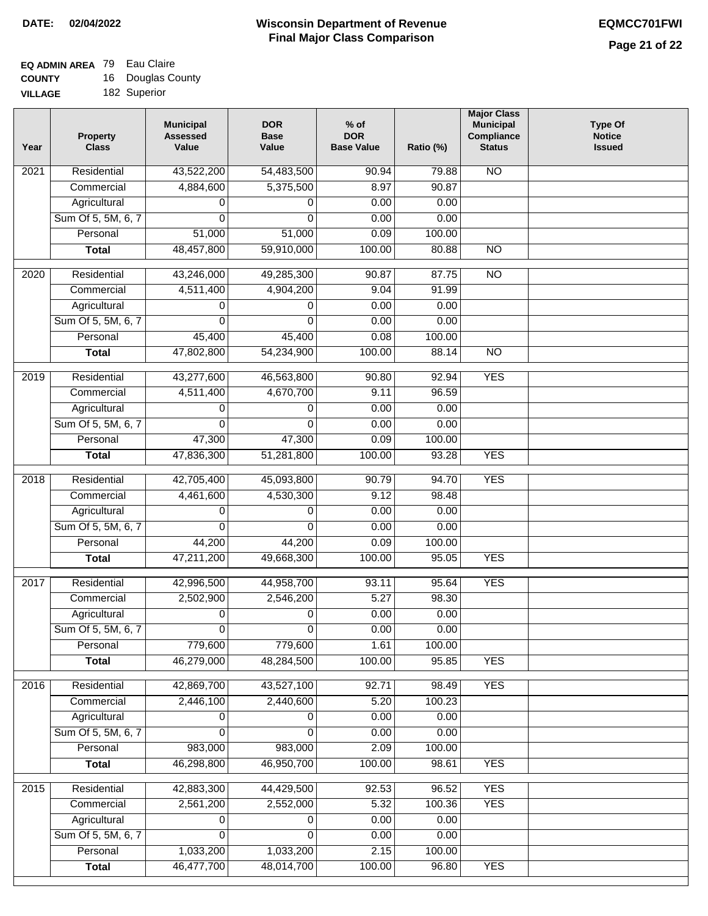**DATE:** 02/04/2022

# Wisconsin Department of Revenue
## Final Major Class Comparison

**EQMCC701FWI**

**EQ ADMIN AREA** 79 Eau Claire
**COUNTY** 16 Douglas County
**VILLAGE** 182 Superior

| Year | Property Class | Municipal Assessed Value | DOR Base Value | % of DOR Base Value | Ratio (%) | Major Class Municipal Compliance Status | Type Of Notice Issued |
|---|---|---|---|---|---|---|---|
| 2021 | Residential | 43,522,200 | 54,483,500 | 90.94 | 79.88 | NO | |
| | Commercial | 4,884,600 | 5,375,500 | 8.97 | 90.87 | | |
| | Agricultural | 0 | 0 | 0.00 | 0.00 | | |
| | Sum Of 5, 5M, 6, 7 | 0 | 0 | 0.00 | 0.00 | | |
| | Personal | 51,000 | 51,000 | 0.09 | 100.00 | | |
| | **Total** | 48,457,800 | 59,910,000 | 100.00 | 80.88 | NO | |
| 2020 | Residential | 43,246,000 | 49,285,300 | 90.87 | 87.75 | NO | |
| | Commercial | 4,511,400 | 4,904,200 | 9.04 | 91.99 | | |
| | Agricultural | 0 | 0 | 0.00 | 0.00 | | |
| | Sum Of 5, 5M, 6, 7 | 0 | 0 | 0.00 | 0.00 | | |
| | Personal | 45,400 | 45,400 | 0.08 | 100.00 | | |
| | **Total** | 47,802,800 | 54,234,900 | 100.00 | 88.14 | NO | |
| 2019 | Residential | 43,277,600 | 46,563,800 | 90.80 | 92.94 | YES | |
| | Commercial | 4,511,400 | 4,670,700 | 9.11 | 96.59 | | |
| | Agricultural | 0 | 0 | 0.00 | 0.00 | | |
| | Sum Of 5, 5M, 6, 7 | 0 | 0 | 0.00 | 0.00 | | |
| | Personal | 47,300 | 47,300 | 0.09 | 100.00 | | |
| | **Total** | 47,836,300 | 51,281,800 | 100.00 | 93.28 | YES | |
| 2018 | Residential | 42,705,400 | 45,093,800 | 90.79 | 94.70 | YES | |
| | Commercial | 4,461,600 | 4,530,300 | 9.12 | 98.48 | | |
| | Agricultural | 0 | 0 | 0.00 | 0.00 | | |
| | Sum Of 5, 5M, 6, 7 | 0 | 0 | 0.00 | 0.00 | | |
| | Personal | 44,200 | 44,200 | 0.09 | 100.00 | | |
| | **Total** | 47,211,200 | 49,668,300 | 100.00 | 95.05 | YES | |
| 2017 | Residential | 42,996,500 | 44,958,700 | 93.11 | 95.64 | YES | |
| | Commercial | 2,502,900 | 2,546,200 | 5.27 | 98.30 | | |
| | Agricultural | 0 | 0 | 0.00 | 0.00 | | |
| | Sum Of 5, 5M, 6, 7 | 0 | 0 | 0.00 | 0.00 | | |
| | Personal | 779,600 | 779,600 | 1.61 | 100.00 | | |
| | **Total** | 46,279,000 | 48,284,500 | 100.00 | 95.85 | YES | |
| 2016 | Residential | 42,869,700 | 43,527,100 | 92.71 | 98.49 | YES | |
| | Commercial | 2,446,100 | 2,440,600 | 5.20 | 100.23 | | |
| | Agricultural | 0 | 0 | 0.00 | 0.00 | | |
| | Sum Of 5, 5M, 6, 7 | 0 | 0 | 0.00 | 0.00 | | |
| | Personal | 983,000 | 983,000 | 2.09 | 100.00 | | |
| | **Total** | 46,298,800 | 46,950,700 | 100.00 | 98.61 | YES | |
| 2015 | Residential | 42,883,300 | 44,429,500 | 92.53 | 96.52 | YES | |
| | Commercial | 2,561,200 | 2,552,000 | 5.32 | 100.36 | YES | |
| | Agricultural | 0 | 0 | 0.00 | 0.00 | | |
| | Sum Of 5, 5M, 6, 7 | 0 | 0 | 0.00 | 0.00 | | |
| | Personal | 1,033,200 | 1,033,200 | 2.15 | 100.00 | | |
| | **Total** | 46,477,700 | 48,014,700 | 100.00 | 96.80 | YES | |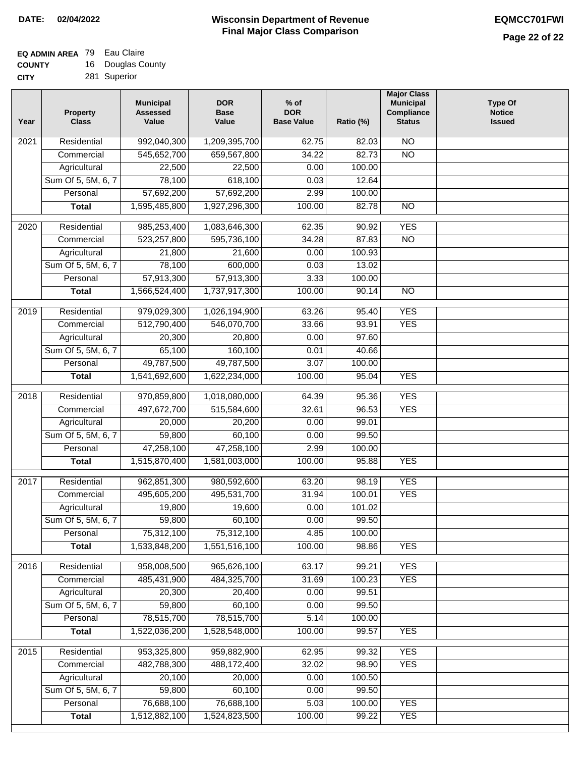**DATE: 02/04/2022**

# Wisconsin Department of Revenue
## Final Major Class Comparison

**EQMCC701FWI**

**EQ ADMIN AREA** 79 Eau Claire
**COUNTY** 16 Douglas County
**CITY** 281 Superior

| Year | Property Class | Municipal Assessed Value | DOR Base Value | % of DOR Base Value | Ratio (%) | Major Class Municipal Compliance Status | Type Of Notice Issued |
|---|---|---|---|---|---|---|---|
| 2021 | Residential | 992,040,300 | 1,209,395,700 | 62.75 | 82.03 | NO | |
| | Commercial | 545,652,700 | 659,567,800 | 34.22 | 82.73 | NO | |
| | Agricultural | 22,500 | 22,500 | 0.00 | 100.00 | | |
| | Sum Of 5, 5M, 6, 7 | 78,100 | 618,100 | 0.03 | 12.64 | | |
| | Personal | 57,692,200 | 57,692,200 | 2.99 | 100.00 | | |
| | **Total** | 1,595,485,800 | 1,927,296,300 | 100.00 | 82.78 | NO | |
| 2020 | Residential | 985,253,400 | 1,083,646,300 | 62.35 | 90.92 | YES | |
| | Commercial | 523,257,800 | 595,736,100 | 34.28 | 87.83 | NO | |
| | Agricultural | 21,800 | 21,600 | 0.00 | 100.93 | | |
| | Sum Of 5, 5M, 6, 7 | 78,100 | 600,000 | 0.03 | 13.02 | | |
| | Personal | 57,913,300 | 57,913,300 | 3.33 | 100.00 | | |
| | **Total** | 1,566,524,400 | 1,737,917,300 | 100.00 | 90.14 | NO | |
| 2019 | Residential | 979,029,300 | 1,026,194,900 | 63.26 | 95.40 | YES | |
| | Commercial | 512,790,400 | 546,070,700 | 33.66 | 93.91 | YES | |
| | Agricultural | 20,300 | 20,800 | 0.00 | 97.60 | | |
| | Sum Of 5, 5M, 6, 7 | 65,100 | 160,100 | 0.01 | 40.66 | | |
| | Personal | 49,787,500 | 49,787,500 | 3.07 | 100.00 | | |
| | **Total** | 1,541,692,600 | 1,622,234,000 | 100.00 | 95.04 | YES | |
| 2018 | Residential | 970,859,800 | 1,018,080,000 | 64.39 | 95.36 | YES | |
| | Commercial | 497,672,700 | 515,584,600 | 32.61 | 96.53 | YES | |
| | Agricultural | 20,000 | 20,200 | 0.00 | 99.01 | | |
| | Sum Of 5, 5M, 6, 7 | 59,800 | 60,100 | 0.00 | 99.50 | | |
| | Personal | 47,258,100 | 47,258,100 | 2.99 | 100.00 | | |
| | **Total** | 1,515,870,400 | 1,581,003,000 | 100.00 | 95.88 | YES | |
| 2017 | Residential | 962,851,300 | 980,592,600 | 63.20 | 98.19 | YES | |
| | Commercial | 495,605,200 | 495,531,700 | 31.94 | 100.01 | YES | |
| | Agricultural | 19,800 | 19,600 | 0.00 | 101.02 | | |
| | Sum Of 5, 5M, 6, 7 | 59,800 | 60,100 | 0.00 | 99.50 | | |
| | Personal | 75,312,100 | 75,312,100 | 4.85 | 100.00 | | |
| | **Total** | 1,533,848,200 | 1,551,516,100 | 100.00 | 98.86 | YES | |
| 2016 | Residential | 958,008,500 | 965,626,100 | 63.17 | 99.21 | YES | |
| | Commercial | 485,431,900 | 484,325,700 | 31.69 | 100.23 | YES | |
| | Agricultural | 20,300 | 20,400 | 0.00 | 99.51 | | |
| | Sum Of 5, 5M, 6, 7 | 59,800 | 60,100 | 0.00 | 99.50 | | |
| | Personal | 78,515,700 | 78,515,700 | 5.14 | 100.00 | | |
| | **Total** | 1,522,036,200 | 1,528,548,000 | 100.00 | 99.57 | YES | |
| 2015 | Residential | 953,325,800 | 959,882,900 | 62.95 | 99.32 | YES | |
| | Commercial | 482,788,300 | 488,172,400 | 32.02 | 98.90 | YES | |
| | Agricultural | 20,100 | 20,000 | 0.00 | 100.50 | | |
| | Sum Of 5, 5M, 6, 7 | 59,800 | 60,100 | 0.00 | 99.50 | | |
| | Personal | 76,688,100 | 76,688,100 | 5.03 | 100.00 | YES | |
| | **Total** | 1,512,882,100 | 1,524,823,500 | 100.00 | 99.22 | YES | |